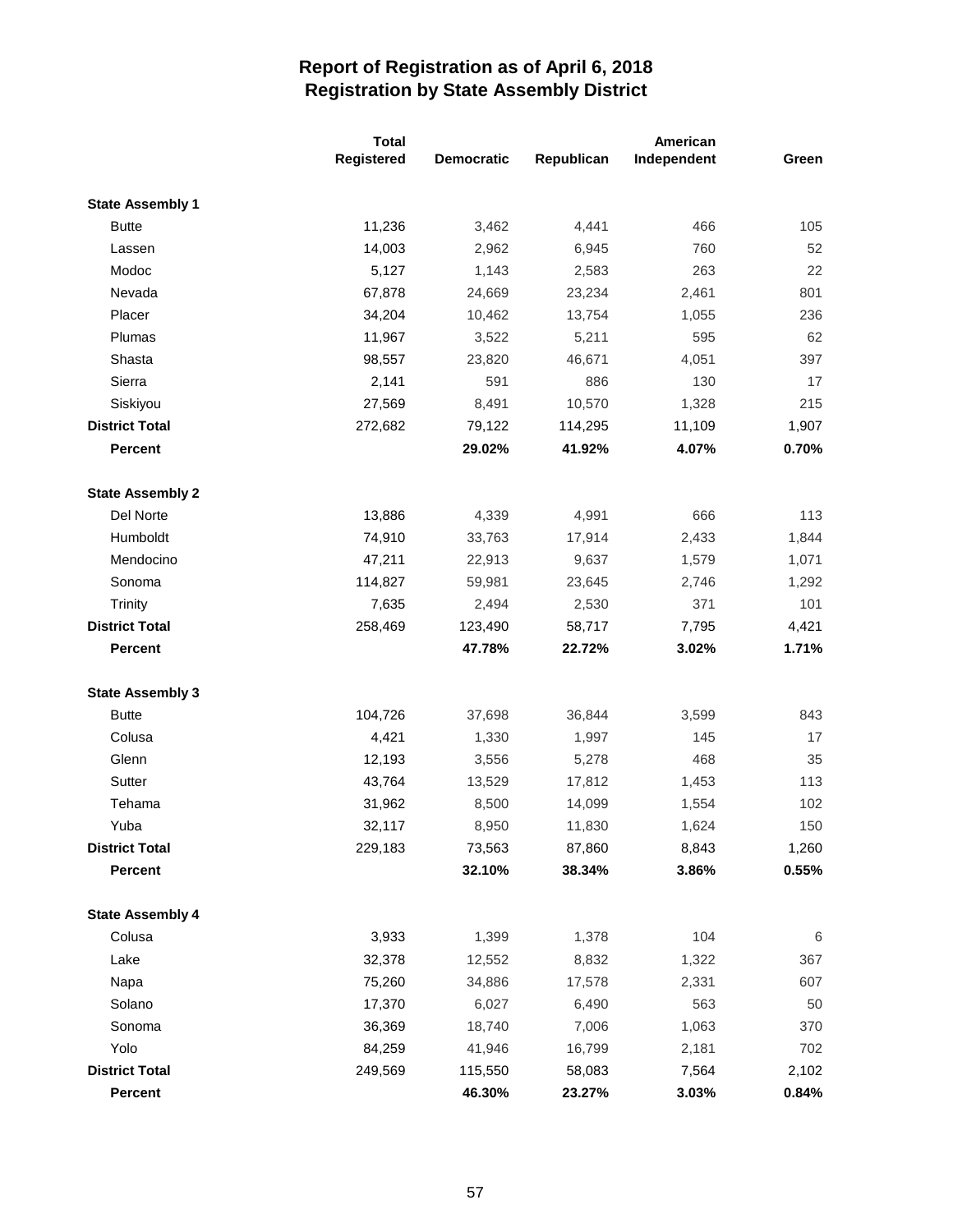# Report of Registration as of April 6, 2018
## Registration by State Assembly District

| | Total Registered | Democratic | Republican | American Independent | Green |
|---|---|---|---|---|---|
| **State Assembly 1** | | | | | |
| Butte | 11,236 | 3,462 | 4,441 | 466 | 105 |
| Lassen | 14,003 | 2,962 | 6,945 | 760 | 52 |
| Modoc | 5,127 | 1,143 | 2,583 | 263 | 22 |
| Nevada | 67,878 | 24,669 | 23,234 | 2,461 | 801 |
| Placer | 34,204 | 10,462 | 13,754 | 1,055 | 236 |
| Plumas | 11,967 | 3,522 | 5,211 | 595 | 62 |
| Shasta | 98,557 | 23,820 | 46,671 | 4,051 | 397 |
| Sierra | 2,141 | 591 | 886 | 130 | 17 |
| Siskiyou | 27,569 | 8,491 | 10,570 | 1,328 | 215 |
| **District Total** | 272,682 | 79,122 | 114,295 | 11,109 | 1,907 |
| **Percent** | | **29.02%** | **41.92%** | **4.07%** | **0.70%** |
| **State Assembly 2** | | | | | |
| Del Norte | 13,886 | 4,339 | 4,991 | 666 | 113 |
| Humboldt | 74,910 | 33,763 | 17,914 | 2,433 | 1,844 |
| Mendocino | 47,211 | 22,913 | 9,637 | 1,579 | 1,071 |
| Sonoma | 114,827 | 59,981 | 23,645 | 2,746 | 1,292 |
| Trinity | 7,635 | 2,494 | 2,530 | 371 | 101 |
| **District Total** | 258,469 | 123,490 | 58,717 | 7,795 | 4,421 |
| **Percent** | | **47.78%** | **22.72%** | **3.02%** | **1.71%** |
| **State Assembly 3** | | | | | |
| Butte | 104,726 | 37,698 | 36,844 | 3,599 | 843 |
| Colusa | 4,421 | 1,330 | 1,997 | 145 | 17 |
| Glenn | 12,193 | 3,556 | 5,278 | 468 | 35 |
| Sutter | 43,764 | 13,529 | 17,812 | 1,453 | 113 |
| Tehama | 31,962 | 8,500 | 14,099 | 1,554 | 102 |
| Yuba | 32,117 | 8,950 | 11,830 | 1,624 | 150 |
| **District Total** | 229,183 | 73,563 | 87,860 | 8,843 | 1,260 |
| **Percent** | | **32.10%** | **38.34%** | **3.86%** | **0.55%** |
| **State Assembly 4** | | | | | |
| Colusa | 3,933 | 1,399 | 1,378 | 104 | 6 |
| Lake | 32,378 | 12,552 | 8,832 | 1,322 | 367 |
| Napa | 75,260 | 34,886 | 17,578 | 2,331 | 607 |
| Solano | 17,370 | 6,027 | 6,490 | 563 | 50 |
| Sonoma | 36,369 | 18,740 | 7,006 | 1,063 | 370 |
| Yolo | 84,259 | 41,946 | 16,799 | 2,181 | 702 |
| **District Total** | 249,569 | 115,550 | 58,083 | 7,564 | 2,102 |
| **Percent** | | **46.30%** | **23.27%** | **3.03%** | **0.84%** |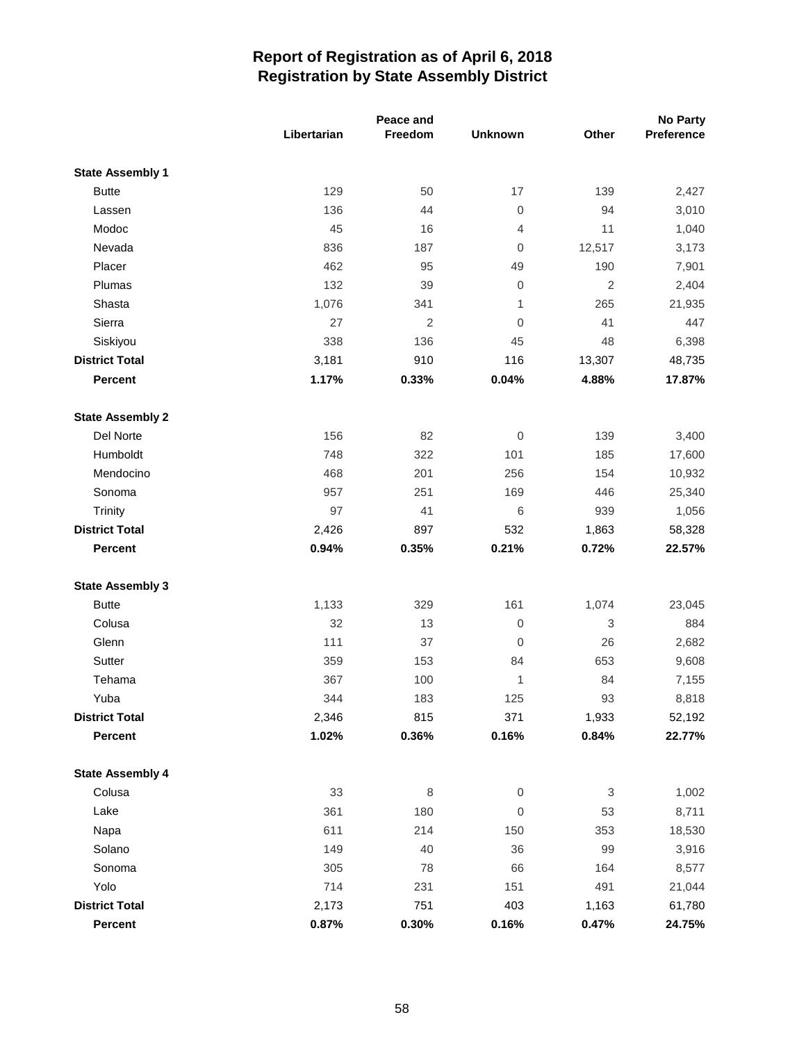# Report of Registration as of April 6, 2018
## Registration by State Assembly District

| | Libertarian | Peace and Freedom | Unknown | Other | No Party Preference |
|---|---|---|---|---|---|
| **State Assembly 1** | | | | | |
| Butte | 129 | 50 | 17 | 139 | 2,427 |
| Lassen | 136 | 44 | 0 | 94 | 3,010 |
| Modoc | 45 | 16 | 4 | 11 | 1,040 |
| Nevada | 836 | 187 | 0 | 12,517 | 3,173 |
| Placer | 462 | 95 | 49 | 190 | 7,901 |
| Plumas | 132 | 39 | 0 | 2 | 2,404 |
| Shasta | 1,076 | 341 | 1 | 265 | 21,935 |
| Sierra | 27 | 2 | 0 | 41 | 447 |
| Siskiyou | 338 | 136 | 45 | 48 | 6,398 |
| **District Total** | 3,181 | 910 | 116 | 13,307 | 48,735 |
| **Percent** | **1.17%** | **0.33%** | **0.04%** | **4.88%** | **17.87%** |
| **State Assembly 2** | | | | | |
| Del Norte | 156 | 82 | 0 | 139 | 3,400 |
| Humboldt | 748 | 322 | 101 | 185 | 17,600 |
| Mendocino | 468 | 201 | 256 | 154 | 10,932 |
| Sonoma | 957 | 251 | 169 | 446 | 25,340 |
| Trinity | 97 | 41 | 6 | 939 | 1,056 |
| **District Total** | 2,426 | 897 | 532 | 1,863 | 58,328 |
| **Percent** | **0.94%** | **0.35%** | **0.21%** | **0.72%** | **22.57%** |
| **State Assembly 3** | | | | | |
| Butte | 1,133 | 329 | 161 | 1,074 | 23,045 |
| Colusa | 32 | 13 | 0 | 3 | 884 |
| Glenn | 111 | 37 | 0 | 26 | 2,682 |
| Sutter | 359 | 153 | 84 | 653 | 9,608 |
| Tehama | 367 | 100 | 1 | 84 | 7,155 |
| Yuba | 344 | 183 | 125 | 93 | 8,818 |
| **District Total** | 2,346 | 815 | 371 | 1,933 | 52,192 |
| **Percent** | **1.02%** | **0.36%** | **0.16%** | **0.84%** | **22.77%** |
| **State Assembly 4** | | | | | |
| Colusa | 33 | 8 | 0 | 3 | 1,002 |
| Lake | 361 | 180 | 0 | 53 | 8,711 |
| Napa | 611 | 214 | 150 | 353 | 18,530 |
| Solano | 149 | 40 | 36 | 99 | 3,916 |
| Sonoma | 305 | 78 | 66 | 164 | 8,577 |
| Yolo | 714 | 231 | 151 | 491 | 21,044 |
| **District Total** | 2,173 | 751 | 403 | 1,163 | 61,780 |
| **Percent** | **0.87%** | **0.30%** | **0.16%** | **0.47%** | **24.75%** |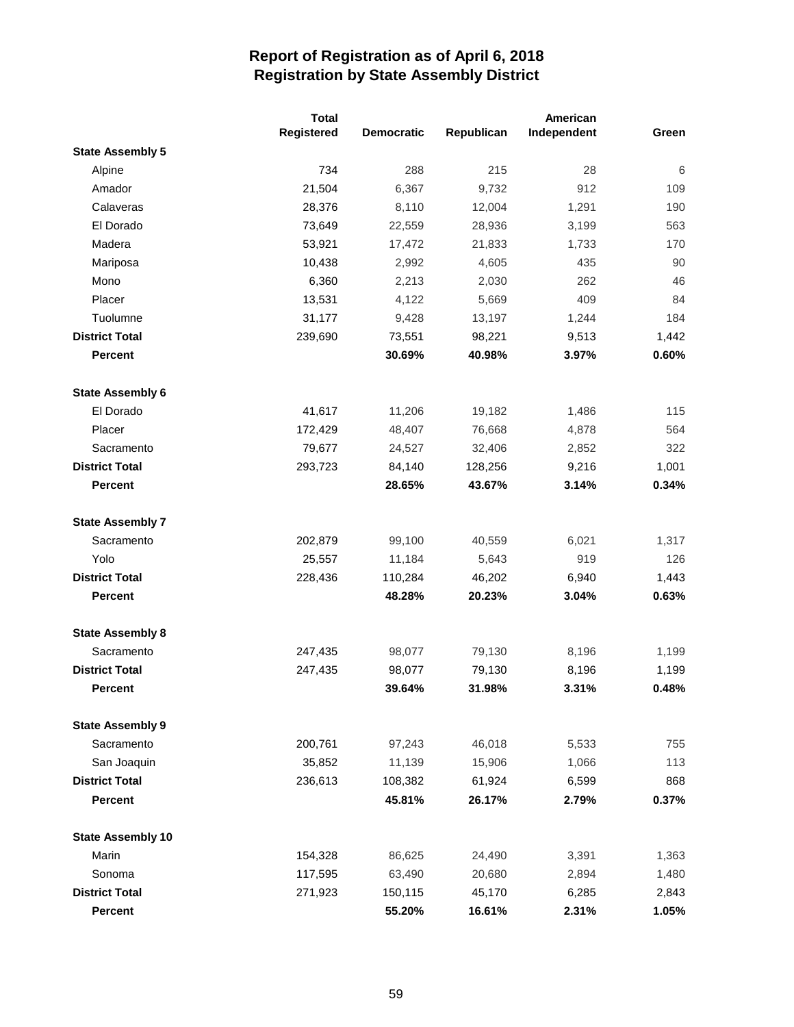# Report of Registration as of April 6, 2018
## Registration by State Assembly District

| | Total Registered | Democratic | Republican | American Independent | Green |
|---|---|---|---|---|---|
| **State Assembly 5** | | | | | |
| Alpine | 734 | 288 | 215 | 28 | 6 |
| Amador | 21,504 | 6,367 | 9,732 | 912 | 109 |
| Calaveras | 28,376 | 8,110 | 12,004 | 1,291 | 190 |
| El Dorado | 73,649 | 22,559 | 28,936 | 3,199 | 563 |
| Madera | 53,921 | 17,472 | 21,833 | 1,733 | 170 |
| Mariposa | 10,438 | 2,992 | 4,605 | 435 | 90 |
| Mono | 6,360 | 2,213 | 2,030 | 262 | 46 |
| Placer | 13,531 | 4,122 | 5,669 | 409 | 84 |
| Tuolumne | 31,177 | 9,428 | 13,197 | 1,244 | 184 |
| **District Total** | 239,690 | 73,551 | 98,221 | 9,513 | 1,442 |
| **Percent** | | **30.69%** | **40.98%** | **3.97%** | **0.60%** |
| **State Assembly 6** | | | | | |
| El Dorado | 41,617 | 11,206 | 19,182 | 1,486 | 115 |
| Placer | 172,429 | 48,407 | 76,668 | 4,878 | 564 |
| Sacramento | 79,677 | 24,527 | 32,406 | 2,852 | 322 |
| **District Total** | 293,723 | 84,140 | 128,256 | 9,216 | 1,001 |
| **Percent** | | **28.65%** | **43.67%** | **3.14%** | **0.34%** |
| **State Assembly 7** | | | | | |
| Sacramento | 202,879 | 99,100 | 40,559 | 6,021 | 1,317 |
| Yolo | 25,557 | 11,184 | 5,643 | 919 | 126 |
| **District Total** | 228,436 | 110,284 | 46,202 | 6,940 | 1,443 |
| **Percent** | | **48.28%** | **20.23%** | **3.04%** | **0.63%** |
| **State Assembly 8** | | | | | |
| Sacramento | 247,435 | 98,077 | 79,130 | 8,196 | 1,199 |
| **District Total** | 247,435 | 98,077 | 79,130 | 8,196 | 1,199 |
| **Percent** | | **39.64%** | **31.98%** | **3.31%** | **0.48%** |
| **State Assembly 9** | | | | | |
| Sacramento | 200,761 | 97,243 | 46,018 | 5,533 | 755 |
| San Joaquin | 35,852 | 11,139 | 15,906 | 1,066 | 113 |
| **District Total** | 236,613 | 108,382 | 61,924 | 6,599 | 868 |
| **Percent** | | **45.81%** | **26.17%** | **2.79%** | **0.37%** |
| **State Assembly 10** | | | | | |
| Marin | 154,328 | 86,625 | 24,490 | 3,391 | 1,363 |
| Sonoma | 117,595 | 63,490 | 20,680 | 2,894 | 1,480 |
| **District Total** | 271,923 | 150,115 | 45,170 | 6,285 | 2,843 |
| **Percent** | | **55.20%** | **16.61%** | **2.31%** | **1.05%** |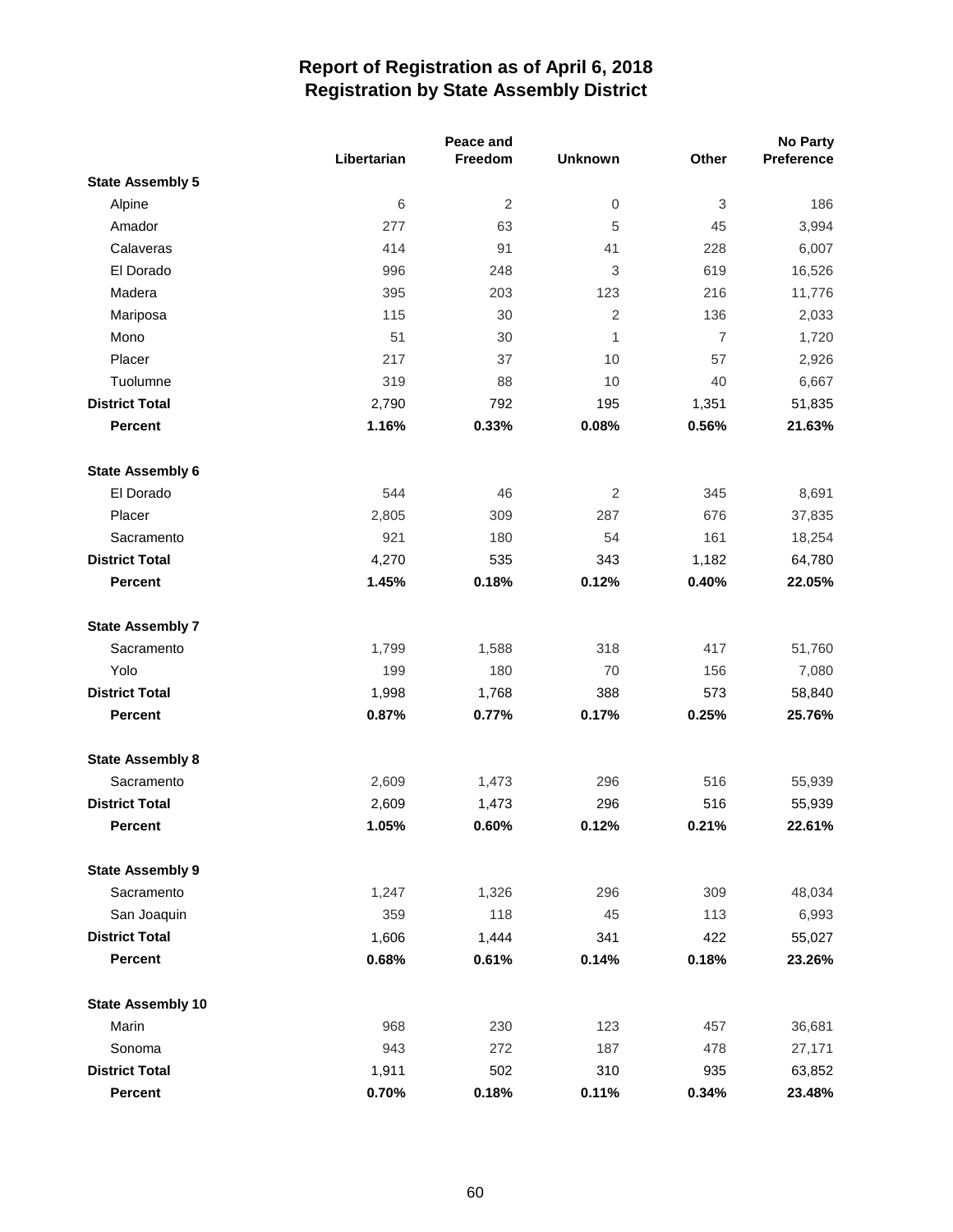# Report of Registration as of April 6, 2018
## Registration by State Assembly District

| | Libertarian | Peace and Freedom | Unknown | Other | No Party Preference |
|---|---|---|---|---|---|
| **State Assembly 5** | | | | | |
| Alpine | 6 | 2 | 0 | 3 | 186 |
| Amador | 277 | 63 | 5 | 45 | 3,994 |
| Calaveras | 414 | 91 | 41 | 228 | 6,007 |
| El Dorado | 996 | 248 | 3 | 619 | 16,526 |
| Madera | 395 | 203 | 123 | 216 | 11,776 |
| Mariposa | 115 | 30 | 2 | 136 | 2,033 |
| Mono | 51 | 30 | 1 | 7 | 1,720 |
| Placer | 217 | 37 | 10 | 57 | 2,926 |
| Tuolumne | 319 | 88 | 10 | 40 | 6,667 |
| **District Total** | 2,790 | 792 | 195 | 1,351 | 51,835 |
| **Percent** | **1.16%** | **0.33%** | **0.08%** | **0.56%** | **21.63%** |
| **State Assembly 6** | | | | | |
| El Dorado | 544 | 46 | 2 | 345 | 8,691 |
| Placer | 2,805 | 309 | 287 | 676 | 37,835 |
| Sacramento | 921 | 180 | 54 | 161 | 18,254 |
| **District Total** | 4,270 | 535 | 343 | 1,182 | 64,780 |
| **Percent** | **1.45%** | **0.18%** | **0.12%** | **0.40%** | **22.05%** |
| **State Assembly 7** | | | | | |
| Sacramento | 1,799 | 1,588 | 318 | 417 | 51,760 |
| Yolo | 199 | 180 | 70 | 156 | 7,080 |
| **District Total** | 1,998 | 1,768 | 388 | 573 | 58,840 |
| **Percent** | **0.87%** | **0.77%** | **0.17%** | **0.25%** | **25.76%** |
| **State Assembly 8** | | | | | |
| Sacramento | 2,609 | 1,473 | 296 | 516 | 55,939 |
| **District Total** | 2,609 | 1,473 | 296 | 516 | 55,939 |
| **Percent** | **1.05%** | **0.60%** | **0.12%** | **0.21%** | **22.61%** |
| **State Assembly 9** | | | | | |
| Sacramento | 1,247 | 1,326 | 296 | 309 | 48,034 |
| San Joaquin | 359 | 118 | 45 | 113 | 6,993 |
| **District Total** | 1,606 | 1,444 | 341 | 422 | 55,027 |
| **Percent** | **0.68%** | **0.61%** | **0.14%** | **0.18%** | **23.26%** |
| **State Assembly 10** | | | | | |
| Marin | 968 | 230 | 123 | 457 | 36,681 |
| Sonoma | 943 | 272 | 187 | 478 | 27,171 |
| **District Total** | 1,911 | 502 | 310 | 935 | 63,852 |
| **Percent** | **0.70%** | **0.18%** | **0.11%** | **0.34%** | **23.48%** |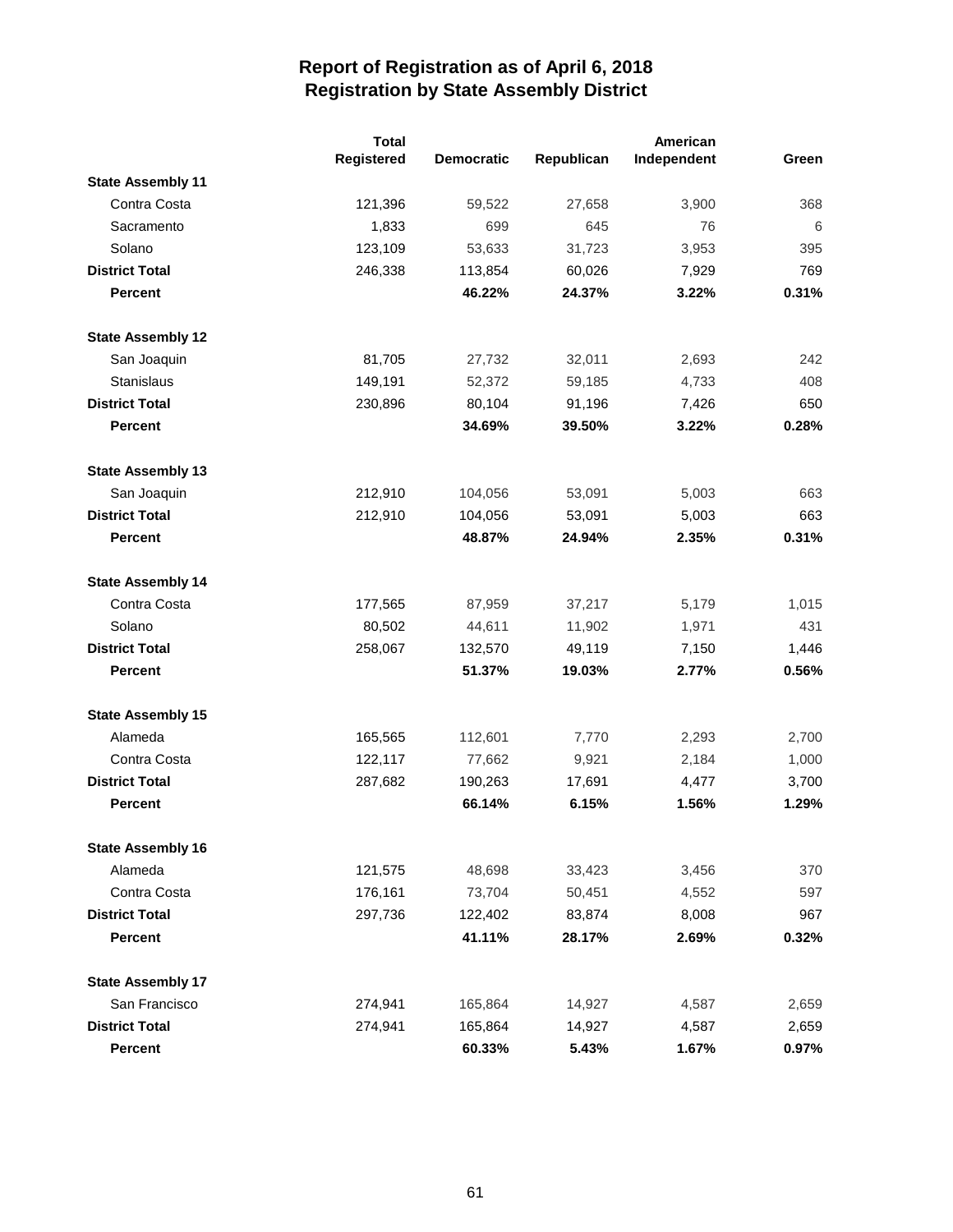# Report of Registration as of April 6, 2018
## Registration by State Assembly District

| | Total Registered | Democratic | Republican | American Independent | Green |
|---|---|---|---|---|---|
| **State Assembly 11** | | | | | |
| Contra Costa | 121,396 | 59,522 | 27,658 | 3,900 | 368 |
| Sacramento | 1,833 | 699 | 645 | 76 | 6 |
| Solano | 123,109 | 53,633 | 31,723 | 3,953 | 395 |
| **District Total** | 246,338 | 113,854 | 60,026 | 7,929 | 769 |
| **Percent** | | **46.22%** | **24.37%** | **3.22%** | **0.31%** |
| **State Assembly 12** | | | | | |
| San Joaquin | 81,705 | 27,732 | 32,011 | 2,693 | 242 |
| Stanislaus | 149,191 | 52,372 | 59,185 | 4,733 | 408 |
| **District Total** | 230,896 | 80,104 | 91,196 | 7,426 | 650 |
| **Percent** | | **34.69%** | **39.50%** | **3.22%** | **0.28%** |
| **State Assembly 13** | | | | | |
| San Joaquin | 212,910 | 104,056 | 53,091 | 5,003 | 663 |
| **District Total** | 212,910 | 104,056 | 53,091 | 5,003 | 663 |
| **Percent** | | **48.87%** | **24.94%** | **2.35%** | **0.31%** |
| **State Assembly 14** | | | | | |
| Contra Costa | 177,565 | 87,959 | 37,217 | 5,179 | 1,015 |
| Solano | 80,502 | 44,611 | 11,902 | 1,971 | 431 |
| **District Total** | 258,067 | 132,570 | 49,119 | 7,150 | 1,446 |
| **Percent** | | **51.37%** | **19.03%** | **2.77%** | **0.56%** |
| **State Assembly 15** | | | | | |
| Alameda | 165,565 | 112,601 | 7,770 | 2,293 | 2,700 |
| Contra Costa | 122,117 | 77,662 | 9,921 | 2,184 | 1,000 |
| **District Total** | 287,682 | 190,263 | 17,691 | 4,477 | 3,700 |
| **Percent** | | **66.14%** | **6.15%** | **1.56%** | **1.29%** |
| **State Assembly 16** | | | | | |
| Alameda | 121,575 | 48,698 | 33,423 | 3,456 | 370 |
| Contra Costa | 176,161 | 73,704 | 50,451 | 4,552 | 597 |
| **District Total** | 297,736 | 122,402 | 83,874 | 8,008 | 967 |
| **Percent** | | **41.11%** | **28.17%** | **2.69%** | **0.32%** |
| **State Assembly 17** | | | | | |
| San Francisco | 274,941 | 165,864 | 14,927 | 4,587 | 2,659 |
| **District Total** | 274,941 | 165,864 | 14,927 | 4,587 | 2,659 |
| **Percent** | | **60.33%** | **5.43%** | **1.67%** | **0.97%** |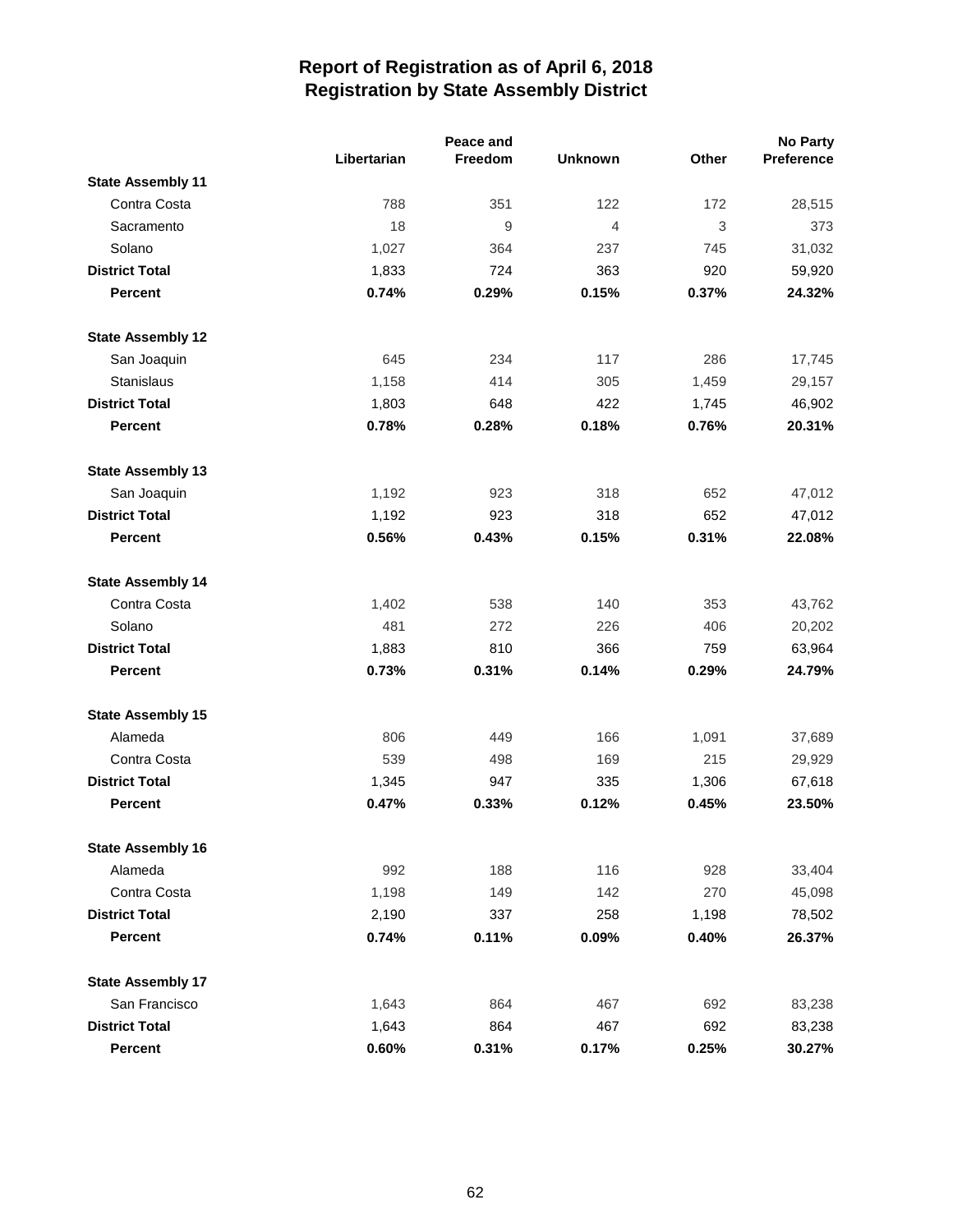# Report of Registration as of April 6, 2018
## Registration by State Assembly District

| | Libertarian | Peace and Freedom | Unknown | Other | No Party Preference |
|---|---|---|---|---|---|
| **State Assembly 11** | | | | | |
| Contra Costa | 788 | 351 | 122 | 172 | 28,515 |
| Sacramento | 18 | 9 | 4 | 3 | 373 |
| Solano | 1,027 | 364 | 237 | 745 | 31,032 |
| **District Total** | 1,833 | 724 | 363 | 920 | 59,920 |
| **Percent** | **0.74%** | **0.29%** | **0.15%** | **0.37%** | **24.32%** |
| **State Assembly 12** | | | | | |
| San Joaquin | 645 | 234 | 117 | 286 | 17,745 |
| Stanislaus | 1,158 | 414 | 305 | 1,459 | 29,157 |
| **District Total** | 1,803 | 648 | 422 | 1,745 | 46,902 |
| **Percent** | **0.78%** | **0.28%** | **0.18%** | **0.76%** | **20.31%** |
| **State Assembly 13** | | | | | |
| San Joaquin | 1,192 | 923 | 318 | 652 | 47,012 |
| **District Total** | 1,192 | 923 | 318 | 652 | 47,012 |
| **Percent** | **0.56%** | **0.43%** | **0.15%** | **0.31%** | **22.08%** |
| **State Assembly 14** | | | | | |
| Contra Costa | 1,402 | 538 | 140 | 353 | 43,762 |
| Solano | 481 | 272 | 226 | 406 | 20,202 |
| **District Total** | 1,883 | 810 | 366 | 759 | 63,964 |
| **Percent** | **0.73%** | **0.31%** | **0.14%** | **0.29%** | **24.79%** |
| **State Assembly 15** | | | | | |
| Alameda | 806 | 449 | 166 | 1,091 | 37,689 |
| Contra Costa | 539 | 498 | 169 | 215 | 29,929 |
| **District Total** | 1,345 | 947 | 335 | 1,306 | 67,618 |
| **Percent** | **0.47%** | **0.33%** | **0.12%** | **0.45%** | **23.50%** |
| **State Assembly 16** | | | | | |
| Alameda | 992 | 188 | 116 | 928 | 33,404 |
| Contra Costa | 1,198 | 149 | 142 | 270 | 45,098 |
| **District Total** | 2,190 | 337 | 258 | 1,198 | 78,502 |
| **Percent** | **0.74%** | **0.11%** | **0.09%** | **0.40%** | **26.37%** |
| **State Assembly 17** | | | | | |
| San Francisco | 1,643 | 864 | 467 | 692 | 83,238 |
| **District Total** | 1,643 | 864 | 467 | 692 | 83,238 |
| **Percent** | **0.60%** | **0.31%** | **0.17%** | **0.25%** | **30.27%** |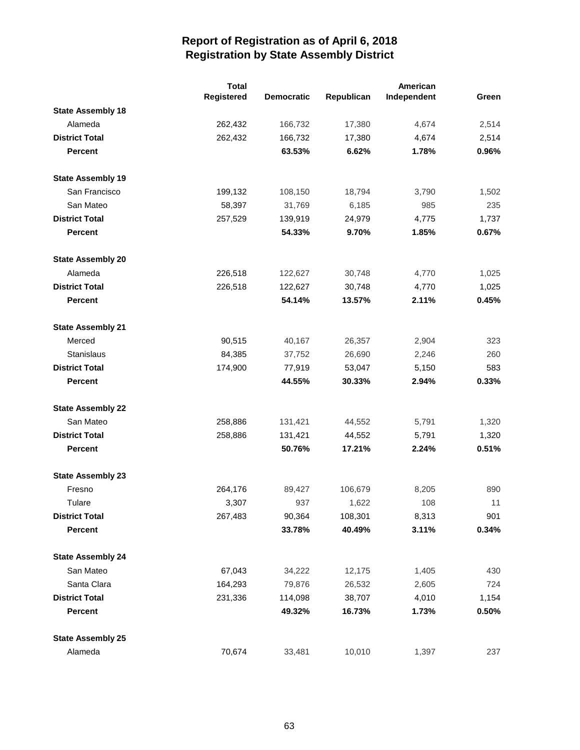# Report of Registration as of April 6, 2018
## Registration by State Assembly District

| | Total Registered | Democratic | Republican | American Independent | Green |
|---|---|---|---|---|---|
| **State Assembly 18** | | | | | |
| Alameda | 262,432 | 166,732 | 17,380 | 4,674 | 2,514 |
| **District Total** | 262,432 | 166,732 | 17,380 | 4,674 | 2,514 |
| **Percent** | | **63.53%** | **6.62%** | **1.78%** | **0.96%** |
| **State Assembly 19** | | | | | |
| San Francisco | 199,132 | 108,150 | 18,794 | 3,790 | 1,502 |
| San Mateo | 58,397 | 31,769 | 6,185 | 985 | 235 |
| **District Total** | 257,529 | 139,919 | 24,979 | 4,775 | 1,737 |
| **Percent** | | **54.33%** | **9.70%** | **1.85%** | **0.67%** |
| **State Assembly 20** | | | | | |
| Alameda | 226,518 | 122,627 | 30,748 | 4,770 | 1,025 |
| **District Total** | 226,518 | 122,627 | 30,748 | 4,770 | 1,025 |
| **Percent** | | **54.14%** | **13.57%** | **2.11%** | **0.45%** |
| **State Assembly 21** | | | | | |
| Merced | 90,515 | 40,167 | 26,357 | 2,904 | 323 |
| Stanislaus | 84,385 | 37,752 | 26,690 | 2,246 | 260 |
| **District Total** | 174,900 | 77,919 | 53,047 | 5,150 | 583 |
| **Percent** | | **44.55%** | **30.33%** | **2.94%** | **0.33%** |
| **State Assembly 22** | | | | | |
| San Mateo | 258,886 | 131,421 | 44,552 | 5,791 | 1,320 |
| **District Total** | 258,886 | 131,421 | 44,552 | 5,791 | 1,320 |
| **Percent** | | **50.76%** | **17.21%** | **2.24%** | **0.51%** |
| **State Assembly 23** | | | | | |
| Fresno | 264,176 | 89,427 | 106,679 | 8,205 | 890 |
| Tulare | 3,307 | 937 | 1,622 | 108 | 11 |
| **District Total** | 267,483 | 90,364 | 108,301 | 8,313 | 901 |
| **Percent** | | **33.78%** | **40.49%** | **3.11%** | **0.34%** |
| **State Assembly 24** | | | | | |
| San Mateo | 67,043 | 34,222 | 12,175 | 1,405 | 430 |
| Santa Clara | 164,293 | 79,876 | 26,532 | 2,605 | 724 |
| **District Total** | 231,336 | 114,098 | 38,707 | 4,010 | 1,154 |
| **Percent** | | **49.32%** | **16.73%** | **1.73%** | **0.50%** |
| **State Assembly 25** | | | | | |
| Alameda | 70,674 | 33,481 | 10,010 | 1,397 | 237 |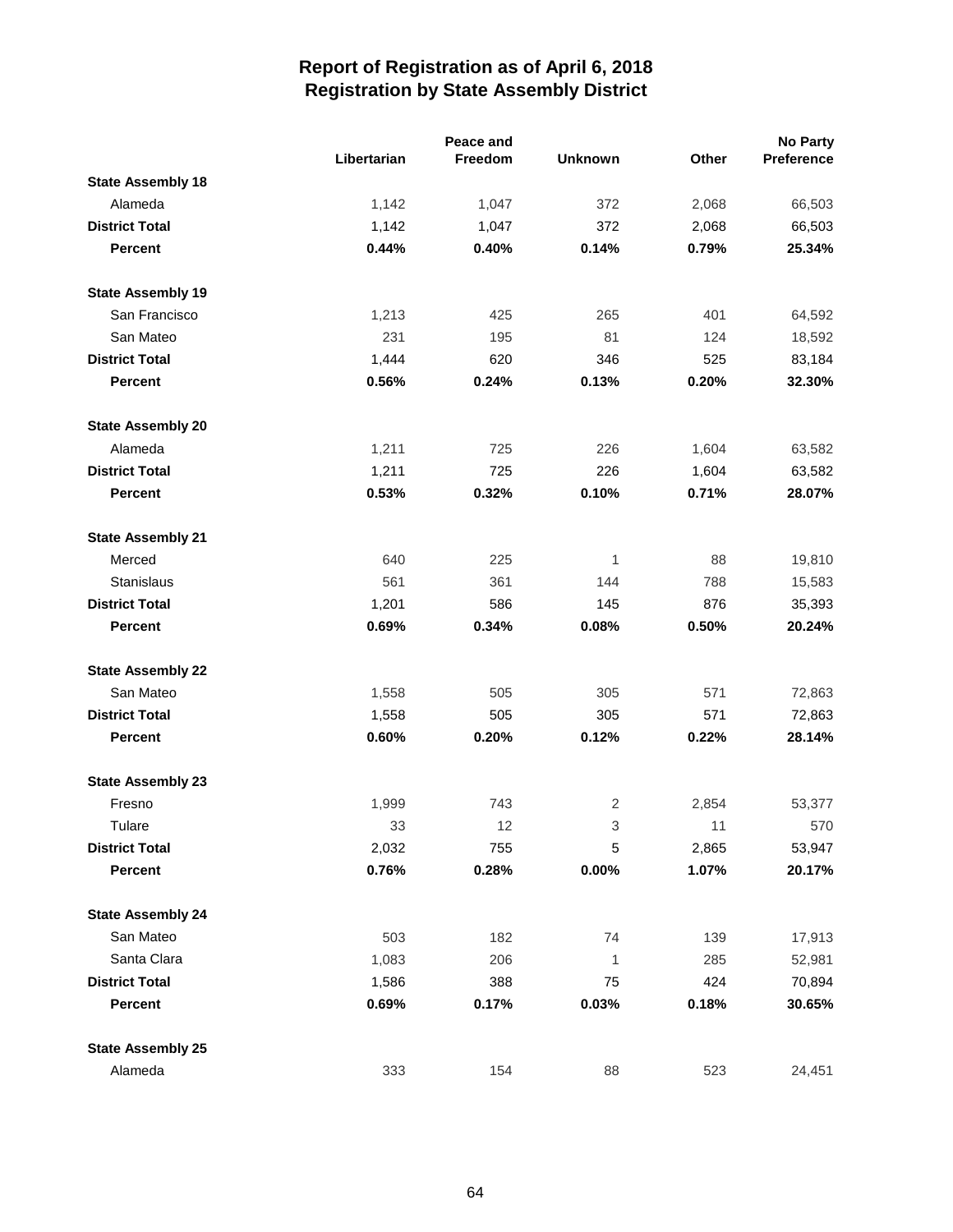# Report of Registration as of April 6, 2018
## Registration by State Assembly District

| | Libertarian | Peace and Freedom | Unknown | Other | No Party Preference |
|---|---|---|---|---|---|
| **State Assembly 18** | | | | | |
| Alameda | 1,142 | 1,047 | 372 | 2,068 | 66,503 |
| **District Total** | 1,142 | 1,047 | 372 | 2,068 | 66,503 |
| **Percent** | **0.44%** | **0.40%** | **0.14%** | **0.79%** | **25.34%** |
| **State Assembly 19** | | | | | |
| San Francisco | 1,213 | 425 | 265 | 401 | 64,592 |
| San Mateo | 231 | 195 | 81 | 124 | 18,592 |
| **District Total** | 1,444 | 620 | 346 | 525 | 83,184 |
| **Percent** | **0.56%** | **0.24%** | **0.13%** | **0.20%** | **32.30%** |
| **State Assembly 20** | | | | | |
| Alameda | 1,211 | 725 | 226 | 1,604 | 63,582 |
| **District Total** | 1,211 | 725 | 226 | 1,604 | 63,582 |
| **Percent** | **0.53%** | **0.32%** | **0.10%** | **0.71%** | **28.07%** |
| **State Assembly 21** | | | | | |
| Merced | 640 | 225 | 1 | 88 | 19,810 |
| Stanislaus | 561 | 361 | 144 | 788 | 15,583 |
| **District Total** | 1,201 | 586 | 145 | 876 | 35,393 |
| **Percent** | **0.69%** | **0.34%** | **0.08%** | **0.50%** | **20.24%** |
| **State Assembly 22** | | | | | |
| San Mateo | 1,558 | 505 | 305 | 571 | 72,863 |
| **District Total** | 1,558 | 505 | 305 | 571 | 72,863 |
| **Percent** | **0.60%** | **0.20%** | **0.12%** | **0.22%** | **28.14%** |
| **State Assembly 23** | | | | | |
| Fresno | 1,999 | 743 | 2 | 2,854 | 53,377 |
| Tulare | 33 | 12 | 3 | 11 | 570 |
| **District Total** | 2,032 | 755 | 5 | 2,865 | 53,947 |
| **Percent** | **0.76%** | **0.28%** | **0.00%** | **1.07%** | **20.17%** |
| **State Assembly 24** | | | | | |
| San Mateo | 503 | 182 | 74 | 139 | 17,913 |
| Santa Clara | 1,083 | 206 | 1 | 285 | 52,981 |
| **District Total** | 1,586 | 388 | 75 | 424 | 70,894 |
| **Percent** | **0.69%** | **0.17%** | **0.03%** | **0.18%** | **30.65%** |
| **State Assembly 25** | | | | | |
| Alameda | 333 | 154 | 88 | 523 | 24,451 |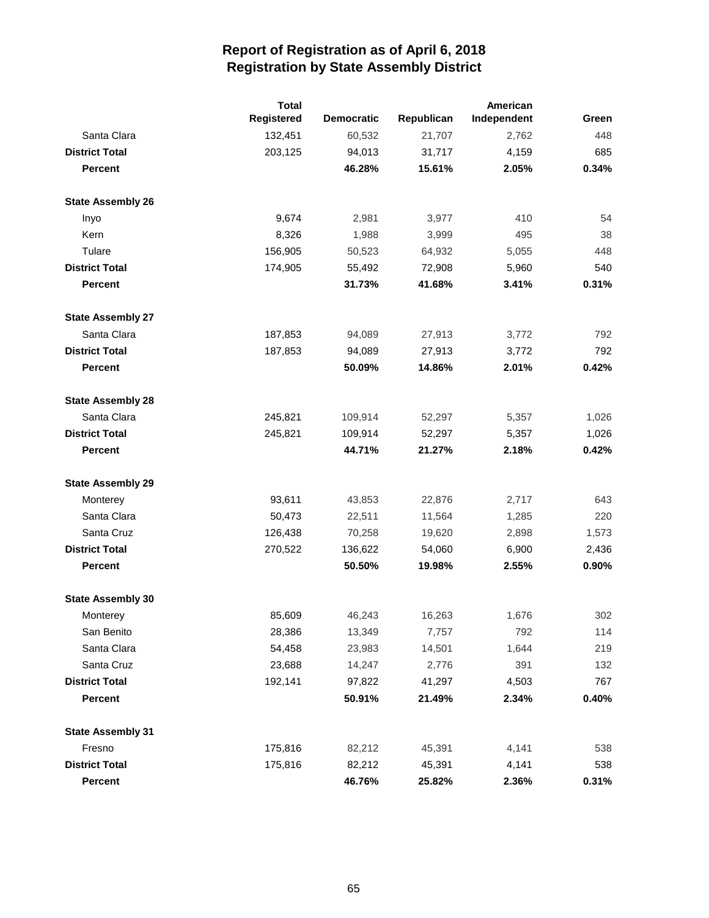# Report of Registration as of April 6, 2018
## Registration by State Assembly District

| | Total Registered | Democratic | Republican | American Independent | Green |
|---|---|---|---|---|---|
| Santa Clara | 132,451 | 60,532 | 21,707 | 2,762 | 448 |
| **District Total** | 203,125 | 94,013 | 31,717 | 4,159 | 685 |
| **Percent** | | **46.28%** | **15.61%** | **2.05%** | **0.34%** |
| **State Assembly 26** | | | | | |
| Inyo | 9,674 | 2,981 | 3,977 | 410 | 54 |
| Kern | 8,326 | 1,988 | 3,999 | 495 | 38 |
| Tulare | 156,905 | 50,523 | 64,932 | 5,055 | 448 |
| **District Total** | 174,905 | 55,492 | 72,908 | 5,960 | 540 |
| **Percent** | | **31.73%** | **41.68%** | **3.41%** | **0.31%** |
| **State Assembly 27** | | | | | |
| Santa Clara | 187,853 | 94,089 | 27,913 | 3,772 | 792 |
| **District Total** | 187,853 | 94,089 | 27,913 | 3,772 | 792 |
| **Percent** | | **50.09%** | **14.86%** | **2.01%** | **0.42%** |
| **State Assembly 28** | | | | | |
| Santa Clara | 245,821 | 109,914 | 52,297 | 5,357 | 1,026 |
| **District Total** | 245,821 | 109,914 | 52,297 | 5,357 | 1,026 |
| **Percent** | | **44.71%** | **21.27%** | **2.18%** | **0.42%** |
| **State Assembly 29** | | | | | |
| Monterey | 93,611 | 43,853 | 22,876 | 2,717 | 643 |
| Santa Clara | 50,473 | 22,511 | 11,564 | 1,285 | 220 |
| Santa Cruz | 126,438 | 70,258 | 19,620 | 2,898 | 1,573 |
| **District Total** | 270,522 | 136,622 | 54,060 | 6,900 | 2,436 |
| **Percent** | | **50.50%** | **19.98%** | **2.55%** | **0.90%** |
| **State Assembly 30** | | | | | |
| Monterey | 85,609 | 46,243 | 16,263 | 1,676 | 302 |
| San Benito | 28,386 | 13,349 | 7,757 | 792 | 114 |
| Santa Clara | 54,458 | 23,983 | 14,501 | 1,644 | 219 |
| Santa Cruz | 23,688 | 14,247 | 2,776 | 391 | 132 |
| **District Total** | 192,141 | 97,822 | 41,297 | 4,503 | 767 |
| **Percent** | | **50.91%** | **21.49%** | **2.34%** | **0.40%** |
| **State Assembly 31** | | | | | |
| Fresno | 175,816 | 82,212 | 45,391 | 4,141 | 538 |
| **District Total** | 175,816 | 82,212 | 45,391 | 4,141 | 538 |
| **Percent** | | **46.76%** | **25.82%** | **2.36%** | **0.31%** |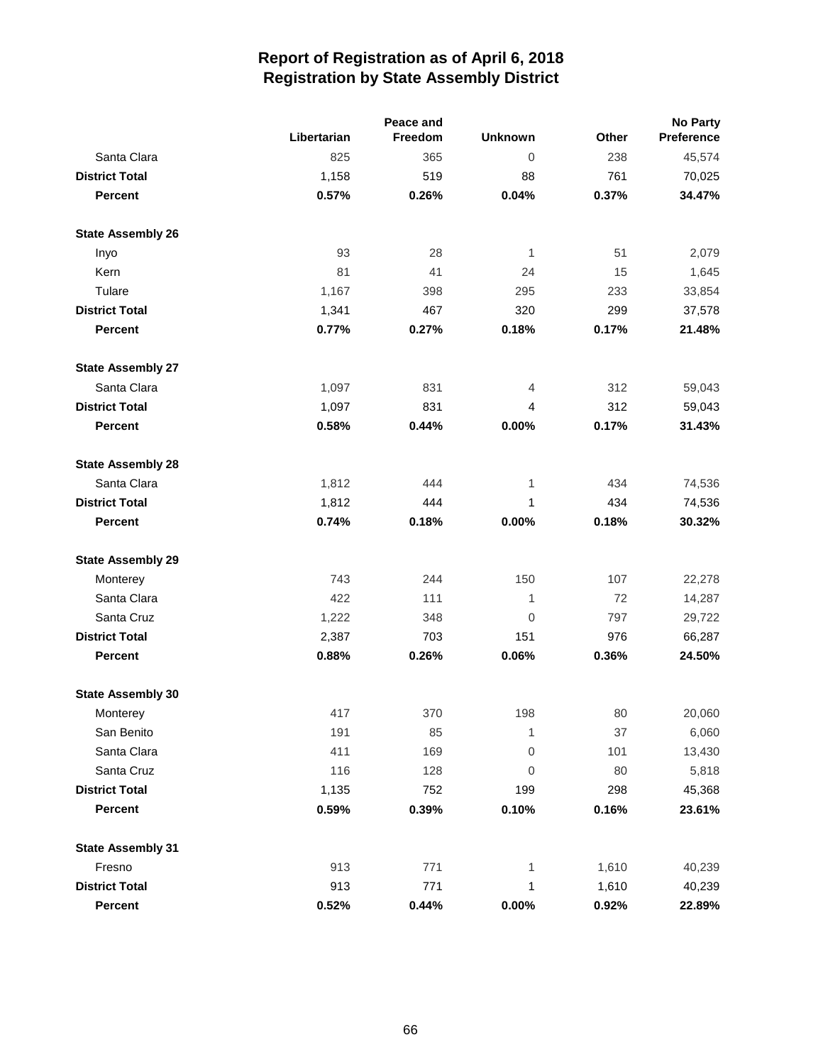# Report of Registration as of April 6, 2018
## Registration by State Assembly District

| | Libertarian | Peace and Freedom | Unknown | Other | No Party Preference |
|---|---|---|---|---|---|
| Santa Clara | 825 | 365 | 0 | 238 | 45,574 |
| **District Total** | 1,158 | 519 | 88 | 761 | 70,025 |
| **Percent** | **0.57%** | **0.26%** | **0.04%** | **0.37%** | **34.47%** |
| **State Assembly 26** | | | | | |
| Inyo | 93 | 28 | 1 | 51 | 2,079 |
| Kern | 81 | 41 | 24 | 15 | 1,645 |
| Tulare | 1,167 | 398 | 295 | 233 | 33,854 |
| **District Total** | 1,341 | 467 | 320 | 299 | 37,578 |
| **Percent** | **0.77%** | **0.27%** | **0.18%** | **0.17%** | **21.48%** |
| **State Assembly 27** | | | | | |
| Santa Clara | 1,097 | 831 | 4 | 312 | 59,043 |
| **District Total** | 1,097 | 831 | 4 | 312 | 59,043 |
| **Percent** | **0.58%** | **0.44%** | **0.00%** | **0.17%** | **31.43%** |
| **State Assembly 28** | | | | | |
| Santa Clara | 1,812 | 444 | 1 | 434 | 74,536 |
| **District Total** | 1,812 | 444 | 1 | 434 | 74,536 |
| **Percent** | **0.74%** | **0.18%** | **0.00%** | **0.18%** | **30.32%** |
| **State Assembly 29** | | | | | |
| Monterey | 743 | 244 | 150 | 107 | 22,278 |
| Santa Clara | 422 | 111 | 1 | 72 | 14,287 |
| Santa Cruz | 1,222 | 348 | 0 | 797 | 29,722 |
| **District Total** | 2,387 | 703 | 151 | 976 | 66,287 |
| **Percent** | **0.88%** | **0.26%** | **0.06%** | **0.36%** | **24.50%** |
| **State Assembly 30** | | | | | |
| Monterey | 417 | 370 | 198 | 80 | 20,060 |
| San Benito | 191 | 85 | 1 | 37 | 6,060 |
| Santa Clara | 411 | 169 | 0 | 101 | 13,430 |
| Santa Cruz | 116 | 128 | 0 | 80 | 5,818 |
| **District Total** | 1,135 | 752 | 199 | 298 | 45,368 |
| **Percent** | **0.59%** | **0.39%** | **0.10%** | **0.16%** | **23.61%** |
| **State Assembly 31** | | | | | |
| Fresno | 913 | 771 | 1 | 1,610 | 40,239 |
| **District Total** | 913 | 771 | 1 | 1,610 | 40,239 |
| **Percent** | **0.52%** | **0.44%** | **0.00%** | **0.92%** | **22.89%** |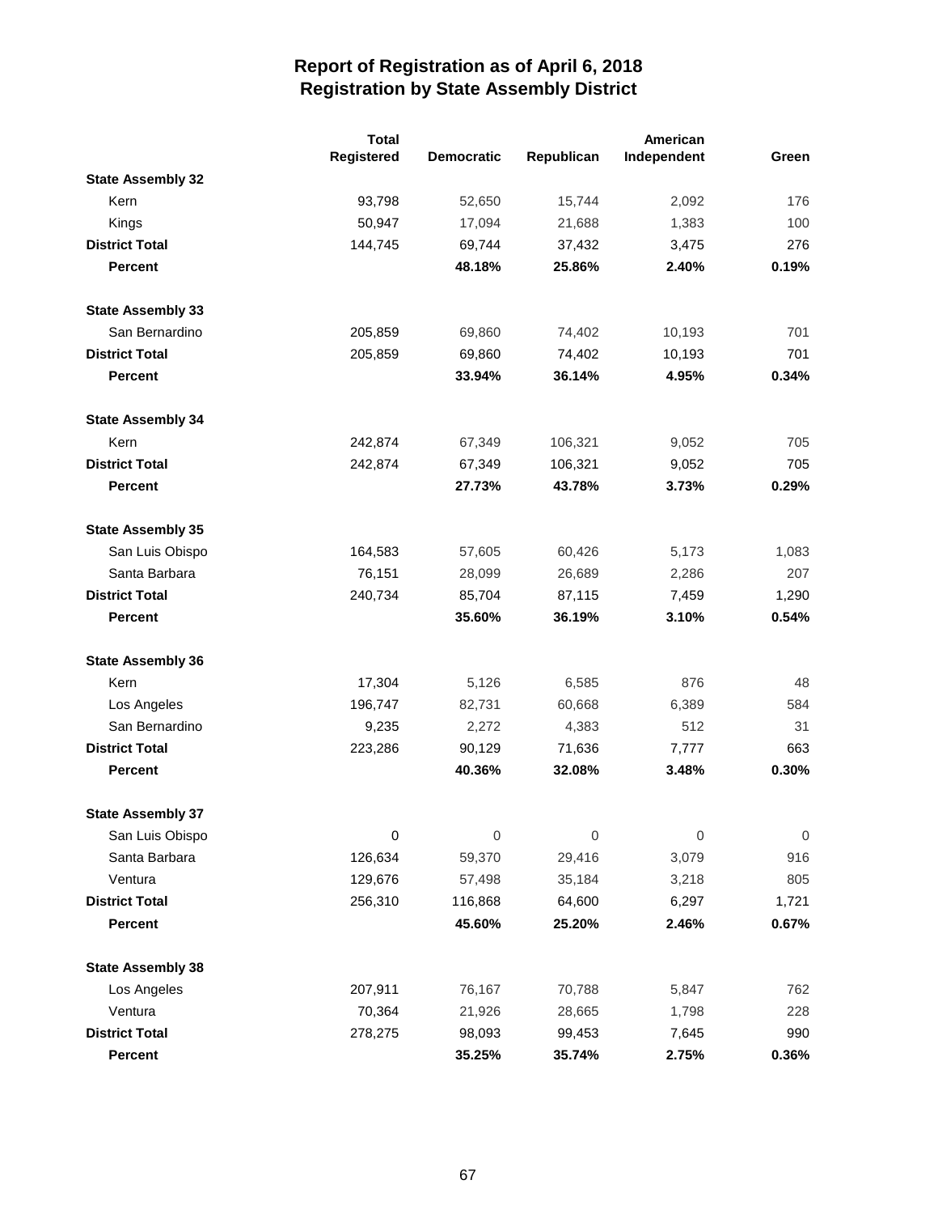# Report of Registration as of April 6, 2018
## Registration by State Assembly District

| | Total Registered | Democratic | Republican | American Independent | Green |
|---|---|---|---|---|---|
| **State Assembly 32** | | | | | |
| Kern | 93,798 | 52,650 | 15,744 | 2,092 | 176 |
| Kings | 50,947 | 17,094 | 21,688 | 1,383 | 100 |
| **District Total** | 144,745 | 69,744 | 37,432 | 3,475 | 276 |
| **Percent** | | **48.18%** | **25.86%** | **2.40%** | **0.19%** |
| **State Assembly 33** | | | | | |
| San Bernardino | 205,859 | 69,860 | 74,402 | 10,193 | 701 |
| **District Total** | 205,859 | 69,860 | 74,402 | 10,193 | 701 |
| **Percent** | | **33.94%** | **36.14%** | **4.95%** | **0.34%** |
| **State Assembly 34** | | | | | |
| Kern | 242,874 | 67,349 | 106,321 | 9,052 | 705 |
| **District Total** | 242,874 | 67,349 | 106,321 | 9,052 | 705 |
| **Percent** | | **27.73%** | **43.78%** | **3.73%** | **0.29%** |
| **State Assembly 35** | | | | | |
| San Luis Obispo | 164,583 | 57,605 | 60,426 | 5,173 | 1,083 |
| Santa Barbara | 76,151 | 28,099 | 26,689 | 2,286 | 207 |
| **District Total** | 240,734 | 85,704 | 87,115 | 7,459 | 1,290 |
| **Percent** | | **35.60%** | **36.19%** | **3.10%** | **0.54%** |
| **State Assembly 36** | | | | | |
| Kern | 17,304 | 5,126 | 6,585 | 876 | 48 |
| Los Angeles | 196,747 | 82,731 | 60,668 | 6,389 | 584 |
| San Bernardino | 9,235 | 2,272 | 4,383 | 512 | 31 |
| **District Total** | 223,286 | 90,129 | 71,636 | 7,777 | 663 |
| **Percent** | | **40.36%** | **32.08%** | **3.48%** | **0.30%** |
| **State Assembly 37** | | | | | |
| San Luis Obispo | 0 | 0 | 0 | 0 | 0 |
| Santa Barbara | 126,634 | 59,370 | 29,416 | 3,079 | 916 |
| Ventura | 129,676 | 57,498 | 35,184 | 3,218 | 805 |
| **District Total** | 256,310 | 116,868 | 64,600 | 6,297 | 1,721 |
| **Percent** | | **45.60%** | **25.20%** | **2.46%** | **0.67%** |
| **State Assembly 38** | | | | | |
| Los Angeles | 207,911 | 76,167 | 70,788 | 5,847 | 762 |
| Ventura | 70,364 | 21,926 | 28,665 | 1,798 | 228 |
| **District Total** | 278,275 | 98,093 | 99,453 | 7,645 | 990 |
| **Percent** | | **35.25%** | **35.74%** | **2.75%** | **0.36%** |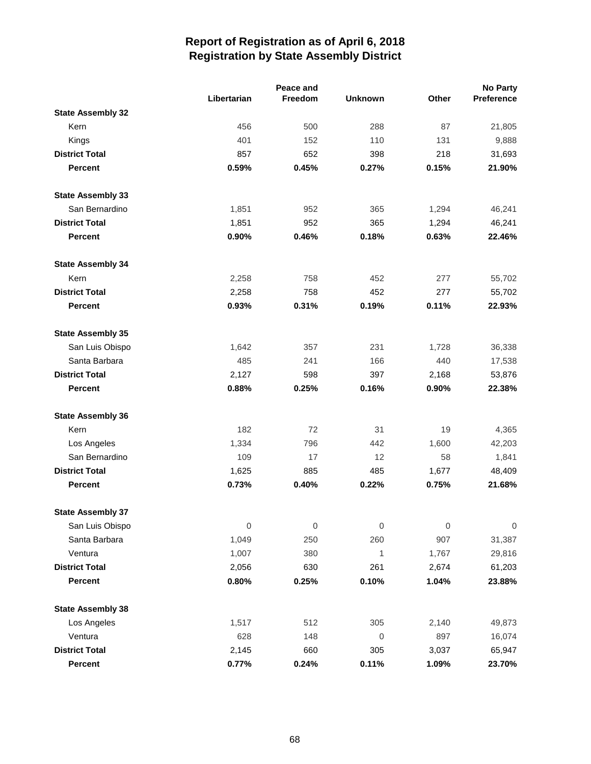# Report of Registration as of April 6, 2018
## Registration by State Assembly District

| | Libertarian | Peace and Freedom | Unknown | Other | No Party Preference |
|---|---|---|---|---|---|
| **State Assembly 32** | | | | | |
| Kern | 456 | 500 | 288 | 87 | 21,805 |
| Kings | 401 | 152 | 110 | 131 | 9,888 |
| **District Total** | 857 | 652 | 398 | 218 | 31,693 |
| **Percent** | **0.59%** | **0.45%** | **0.27%** | **0.15%** | **21.90%** |
| **State Assembly 33** | | | | | |
| San Bernardino | 1,851 | 952 | 365 | 1,294 | 46,241 |
| **District Total** | 1,851 | 952 | 365 | 1,294 | 46,241 |
| **Percent** | **0.90%** | **0.46%** | **0.18%** | **0.63%** | **22.46%** |
| **State Assembly 34** | | | | | |
| Kern | 2,258 | 758 | 452 | 277 | 55,702 |
| **District Total** | 2,258 | 758 | 452 | 277 | 55,702 |
| **Percent** | **0.93%** | **0.31%** | **0.19%** | **0.11%** | **22.93%** |
| **State Assembly 35** | | | | | |
| San Luis Obispo | 1,642 | 357 | 231 | 1,728 | 36,338 |
| Santa Barbara | 485 | 241 | 166 | 440 | 17,538 |
| **District Total** | 2,127 | 598 | 397 | 2,168 | 53,876 |
| **Percent** | **0.88%** | **0.25%** | **0.16%** | **0.90%** | **22.38%** |
| **State Assembly 36** | | | | | |
| Kern | 182 | 72 | 31 | 19 | 4,365 |
| Los Angeles | 1,334 | 796 | 442 | 1,600 | 42,203 |
| San Bernardino | 109 | 17 | 12 | 58 | 1,841 |
| **District Total** | 1,625 | 885 | 485 | 1,677 | 48,409 |
| **Percent** | **0.73%** | **0.40%** | **0.22%** | **0.75%** | **21.68%** |
| **State Assembly 37** | | | | | |
| San Luis Obispo | 0 | 0 | 0 | 0 | 0 |
| Santa Barbara | 1,049 | 250 | 260 | 907 | 31,387 |
| Ventura | 1,007 | 380 | 1 | 1,767 | 29,816 |
| **District Total** | 2,056 | 630 | 261 | 2,674 | 61,203 |
| **Percent** | **0.80%** | **0.25%** | **0.10%** | **1.04%** | **23.88%** |
| **State Assembly 38** | | | | | |
| Los Angeles | 1,517 | 512 | 305 | 2,140 | 49,873 |
| Ventura | 628 | 148 | 0 | 897 | 16,074 |
| **District Total** | 2,145 | 660 | 305 | 3,037 | 65,947 |
| **Percent** | **0.77%** | **0.24%** | **0.11%** | **1.09%** | **23.70%** |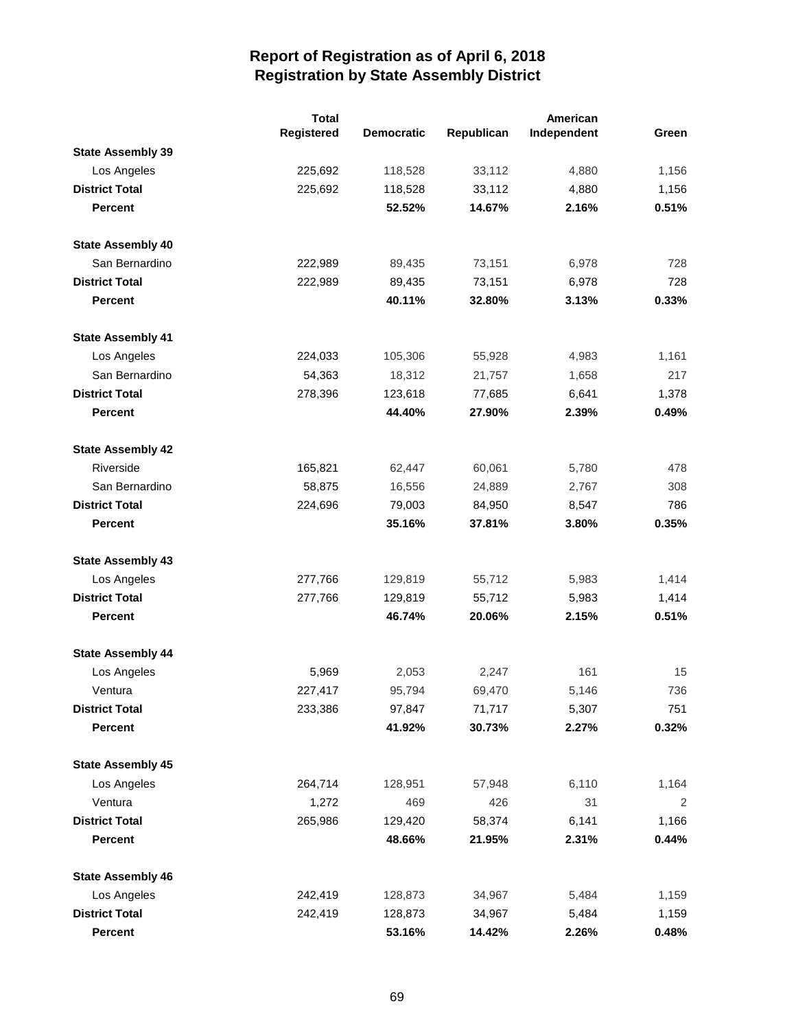# Report of Registration as of April 6, 2018
## Registration by State Assembly District

| | Total Registered | Democratic | Republican | American Independent | Green |
|---|---|---|---|---|---|
| **State Assembly 39** | | | | | |
| Los Angeles | 225,692 | 118,528 | 33,112 | 4,880 | 1,156 |
| **District Total** | 225,692 | 118,528 | 33,112 | 4,880 | 1,156 |
| **Percent** | | **52.52%** | **14.67%** | **2.16%** | **0.51%** |
| **State Assembly 40** | | | | | |
| San Bernardino | 222,989 | 89,435 | 73,151 | 6,978 | 728 |
| **District Total** | 222,989 | 89,435 | 73,151 | 6,978 | 728 |
| **Percent** | | **40.11%** | **32.80%** | **3.13%** | **0.33%** |
| **State Assembly 41** | | | | | |
| Los Angeles | 224,033 | 105,306 | 55,928 | 4,983 | 1,161 |
| San Bernardino | 54,363 | 18,312 | 21,757 | 1,658 | 217 |
| **District Total** | 278,396 | 123,618 | 77,685 | 6,641 | 1,378 |
| **Percent** | | **44.40%** | **27.90%** | **2.39%** | **0.49%** |
| **State Assembly 42** | | | | | |
| Riverside | 165,821 | 62,447 | 60,061 | 5,780 | 478 |
| San Bernardino | 58,875 | 16,556 | 24,889 | 2,767 | 308 |
| **District Total** | 224,696 | 79,003 | 84,950 | 8,547 | 786 |
| **Percent** | | **35.16%** | **37.81%** | **3.80%** | **0.35%** |
| **State Assembly 43** | | | | | |
| Los Angeles | 277,766 | 129,819 | 55,712 | 5,983 | 1,414 |
| **District Total** | 277,766 | 129,819 | 55,712 | 5,983 | 1,414 |
| **Percent** | | **46.74%** | **20.06%** | **2.15%** | **0.51%** |
| **State Assembly 44** | | | | | |
| Los Angeles | 5,969 | 2,053 | 2,247 | 161 | 15 |
| Ventura | 227,417 | 95,794 | 69,470 | 5,146 | 736 |
| **District Total** | 233,386 | 97,847 | 71,717 | 5,307 | 751 |
| **Percent** | | **41.92%** | **30.73%** | **2.27%** | **0.32%** |
| **State Assembly 45** | | | | | |
| Los Angeles | 264,714 | 128,951 | 57,948 | 6,110 | 1,164 |
| Ventura | 1,272 | 469 | 426 | 31 | 2 |
| **District Total** | 265,986 | 129,420 | 58,374 | 6,141 | 1,166 |
| **Percent** | | **48.66%** | **21.95%** | **2.31%** | **0.44%** |
| **State Assembly 46** | | | | | |
| Los Angeles | 242,419 | 128,873 | 34,967 | 5,484 | 1,159 |
| **District Total** | 242,419 | 128,873 | 34,967 | 5,484 | 1,159 |
| **Percent** | | **53.16%** | **14.42%** | **2.26%** | **0.48%** |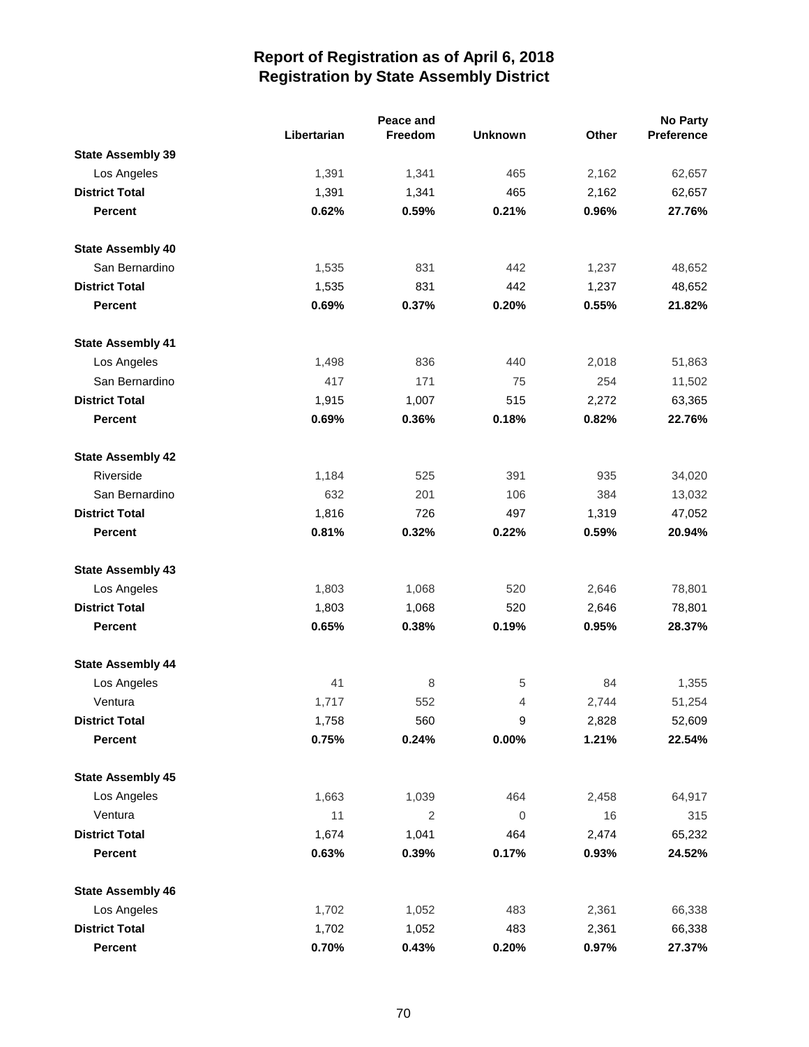# Report of Registration as of April 6, 2018
## Registration by State Assembly District

| | Libertarian | Peace and Freedom | Unknown | Other | No Party Preference |
|---|---|---|---|---|---|
| **State Assembly 39** | | | | | |
| Los Angeles | 1,391 | 1,341 | 465 | 2,162 | 62,657 |
| **District Total** | 1,391 | 1,341 | 465 | 2,162 | 62,657 |
| **Percent** | **0.62%** | **0.59%** | **0.21%** | **0.96%** | **27.76%** |
| **State Assembly 40** | | | | | |
| San Bernardino | 1,535 | 831 | 442 | 1,237 | 48,652 |
| **District Total** | 1,535 | 831 | 442 | 1,237 | 48,652 |
| **Percent** | **0.69%** | **0.37%** | **0.20%** | **0.55%** | **21.82%** |
| **State Assembly 41** | | | | | |
| Los Angeles | 1,498 | 836 | 440 | 2,018 | 51,863 |
| San Bernardino | 417 | 171 | 75 | 254 | 11,502 |
| **District Total** | 1,915 | 1,007 | 515 | 2,272 | 63,365 |
| **Percent** | **0.69%** | **0.36%** | **0.18%** | **0.82%** | **22.76%** |
| **State Assembly 42** | | | | | |
| Riverside | 1,184 | 525 | 391 | 935 | 34,020 |
| San Bernardino | 632 | 201 | 106 | 384 | 13,032 |
| **District Total** | 1,816 | 726 | 497 | 1,319 | 47,052 |
| **Percent** | **0.81%** | **0.32%** | **0.22%** | **0.59%** | **20.94%** |
| **State Assembly 43** | | | | | |
| Los Angeles | 1,803 | 1,068 | 520 | 2,646 | 78,801 |
| **District Total** | 1,803 | 1,068 | 520 | 2,646 | 78,801 |
| **Percent** | **0.65%** | **0.38%** | **0.19%** | **0.95%** | **28.37%** |
| **State Assembly 44** | | | | | |
| Los Angeles | 41 | 8 | 5 | 84 | 1,355 |
| Ventura | 1,717 | 552 | 4 | 2,744 | 51,254 |
| **District Total** | 1,758 | 560 | 9 | 2,828 | 52,609 |
| **Percent** | **0.75%** | **0.24%** | **0.00%** | **1.21%** | **22.54%** |
| **State Assembly 45** | | | | | |
| Los Angeles | 1,663 | 1,039 | 464 | 2,458 | 64,917 |
| Ventura | 11 | 2 | 0 | 16 | 315 |
| **District Total** | 1,674 | 1,041 | 464 | 2,474 | 65,232 |
| **Percent** | **0.63%** | **0.39%** | **0.17%** | **0.93%** | **24.52%** |
| **State Assembly 46** | | | | | |
| Los Angeles | 1,702 | 1,052 | 483 | 2,361 | 66,338 |
| **District Total** | 1,702 | 1,052 | 483 | 2,361 | 66,338 |
| **Percent** | **0.70%** | **0.43%** | **0.20%** | **0.97%** | **27.37%** |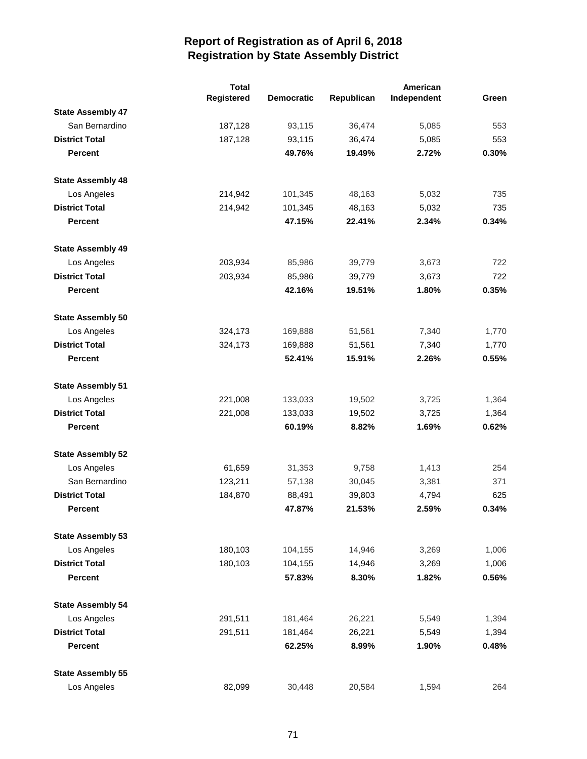# Report of Registration as of April 6, 2018
## Registration by State Assembly District

| | Total Registered | Democratic | Republican | American Independent | Green |
|---|---|---|---|---|---|
| **State Assembly 47** | | | | | |
| San Bernardino | 187,128 | 93,115 | 36,474 | 5,085 | 553 |
| **District Total** | 187,128 | 93,115 | 36,474 | 5,085 | 553 |
| **Percent** | | **49.76%** | **19.49%** | **2.72%** | **0.30%** |
| **State Assembly 48** | | | | | |
| Los Angeles | 214,942 | 101,345 | 48,163 | 5,032 | 735 |
| **District Total** | 214,942 | 101,345 | 48,163 | 5,032 | 735 |
| **Percent** | | **47.15%** | **22.41%** | **2.34%** | **0.34%** |
| **State Assembly 49** | | | | | |
| Los Angeles | 203,934 | 85,986 | 39,779 | 3,673 | 722 |
| **District Total** | 203,934 | 85,986 | 39,779 | 3,673 | 722 |
| **Percent** | | **42.16%** | **19.51%** | **1.80%** | **0.35%** |
| **State Assembly 50** | | | | | |
| Los Angeles | 324,173 | 169,888 | 51,561 | 7,340 | 1,770 |
| **District Total** | 324,173 | 169,888 | 51,561 | 7,340 | 1,770 |
| **Percent** | | **52.41%** | **15.91%** | **2.26%** | **0.55%** |
| **State Assembly 51** | | | | | |
| Los Angeles | 221,008 | 133,033 | 19,502 | 3,725 | 1,364 |
| **District Total** | 221,008 | 133,033 | 19,502 | 3,725 | 1,364 |
| **Percent** | | **60.19%** | **8.82%** | **1.69%** | **0.62%** |
| **State Assembly 52** | | | | | |
| Los Angeles | 61,659 | 31,353 | 9,758 | 1,413 | 254 |
| San Bernardino | 123,211 | 57,138 | 30,045 | 3,381 | 371 |
| **District Total** | 184,870 | 88,491 | 39,803 | 4,794 | 625 |
| **Percent** | | **47.87%** | **21.53%** | **2.59%** | **0.34%** |
| **State Assembly 53** | | | | | |
| Los Angeles | 180,103 | 104,155 | 14,946 | 3,269 | 1,006 |
| **District Total** | 180,103 | 104,155 | 14,946 | 3,269 | 1,006 |
| **Percent** | | **57.83%** | **8.30%** | **1.82%** | **0.56%** |
| **State Assembly 54** | | | | | |
| Los Angeles | 291,511 | 181,464 | 26,221 | 5,549 | 1,394 |
| **District Total** | 291,511 | 181,464 | 26,221 | 5,549 | 1,394 |
| **Percent** | | **62.25%** | **8.99%** | **1.90%** | **0.48%** |
| **State Assembly 55** | | | | | |
| Los Angeles | 82,099 | 30,448 | 20,584 | 1,594 | 264 |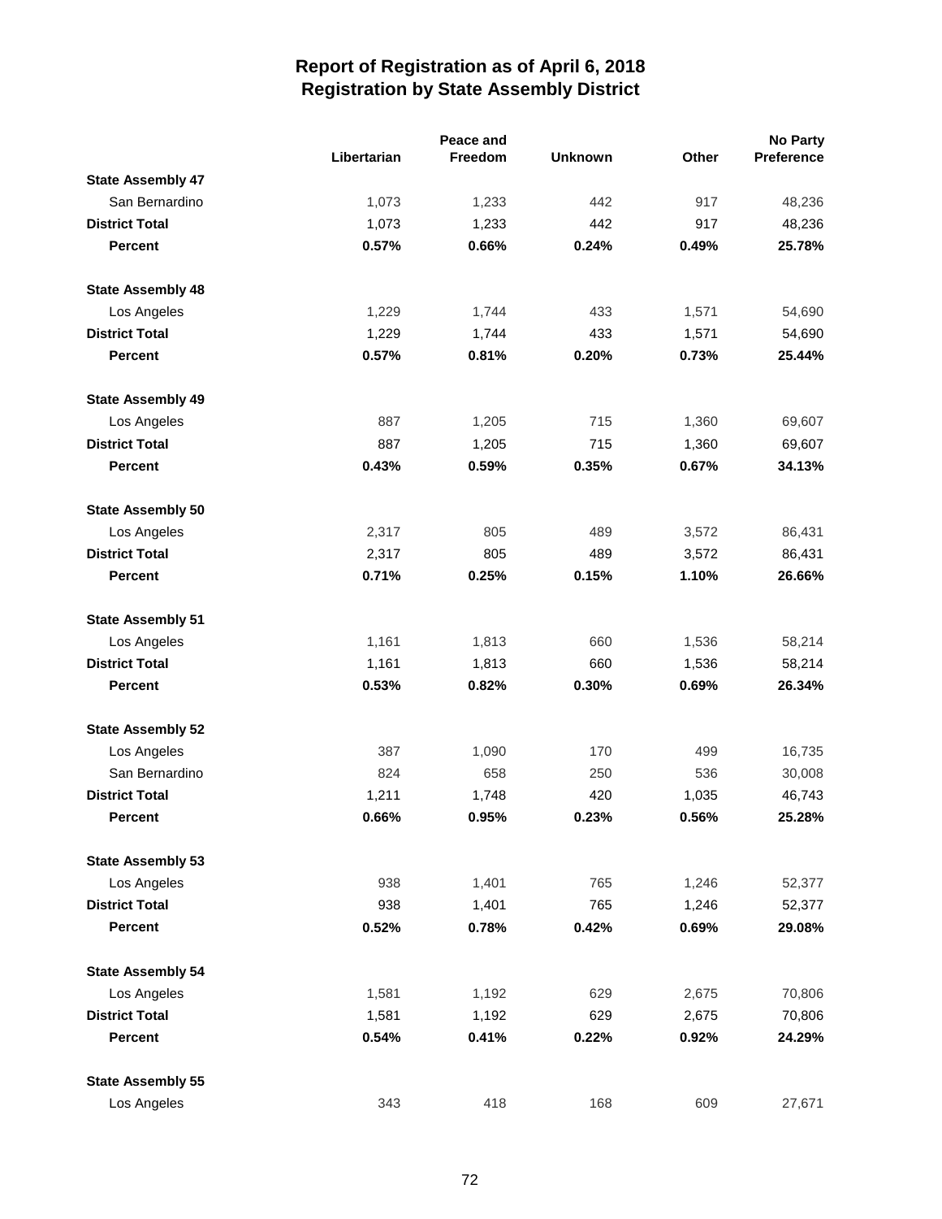# Report of Registration as of April 6, 2018
## Registration by State Assembly District

| | Libertarian | Peace and Freedom | Unknown | Other | No Party Preference |
|---|---|---|---|---|---|
| **State Assembly 47** | | | | | |
| San Bernardino | 1,073 | 1,233 | 442 | 917 | 48,236 |
| **District Total** | 1,073 | 1,233 | 442 | 917 | 48,236 |
| **Percent** | **0.57%** | **0.66%** | **0.24%** | **0.49%** | **25.78%** |
| **State Assembly 48** | | | | | |
| Los Angeles | 1,229 | 1,744 | 433 | 1,571 | 54,690 |
| **District Total** | 1,229 | 1,744 | 433 | 1,571 | 54,690 |
| **Percent** | **0.57%** | **0.81%** | **0.20%** | **0.73%** | **25.44%** |
| **State Assembly 49** | | | | | |
| Los Angeles | 887 | 1,205 | 715 | 1,360 | 69,607 |
| **District Total** | 887 | 1,205 | 715 | 1,360 | 69,607 |
| **Percent** | **0.43%** | **0.59%** | **0.35%** | **0.67%** | **34.13%** |
| **State Assembly 50** | | | | | |
| Los Angeles | 2,317 | 805 | 489 | 3,572 | 86,431 |
| **District Total** | 2,317 | 805 | 489 | 3,572 | 86,431 |
| **Percent** | **0.71%** | **0.25%** | **0.15%** | **1.10%** | **26.66%** |
| **State Assembly 51** | | | | | |
| Los Angeles | 1,161 | 1,813 | 660 | 1,536 | 58,214 |
| **District Total** | 1,161 | 1,813 | 660 | 1,536 | 58,214 |
| **Percent** | **0.53%** | **0.82%** | **0.30%** | **0.69%** | **26.34%** |
| **State Assembly 52** | | | | | |
| Los Angeles | 387 | 1,090 | 170 | 499 | 16,735 |
| San Bernardino | 824 | 658 | 250 | 536 | 30,008 |
| **District Total** | 1,211 | 1,748 | 420 | 1,035 | 46,743 |
| **Percent** | **0.66%** | **0.95%** | **0.23%** | **0.56%** | **25.28%** |
| **State Assembly 53** | | | | | |
| Los Angeles | 938 | 1,401 | 765 | 1,246 | 52,377 |
| **District Total** | 938 | 1,401 | 765 | 1,246 | 52,377 |
| **Percent** | **0.52%** | **0.78%** | **0.42%** | **0.69%** | **29.08%** |
| **State Assembly 54** | | | | | |
| Los Angeles | 1,581 | 1,192 | 629 | 2,675 | 70,806 |
| **District Total** | 1,581 | 1,192 | 629 | 2,675 | 70,806 |
| **Percent** | **0.54%** | **0.41%** | **0.22%** | **0.92%** | **24.29%** |
| **State Assembly 55** | | | | | |
| Los Angeles | 343 | 418 | 168 | 609 | 27,671 |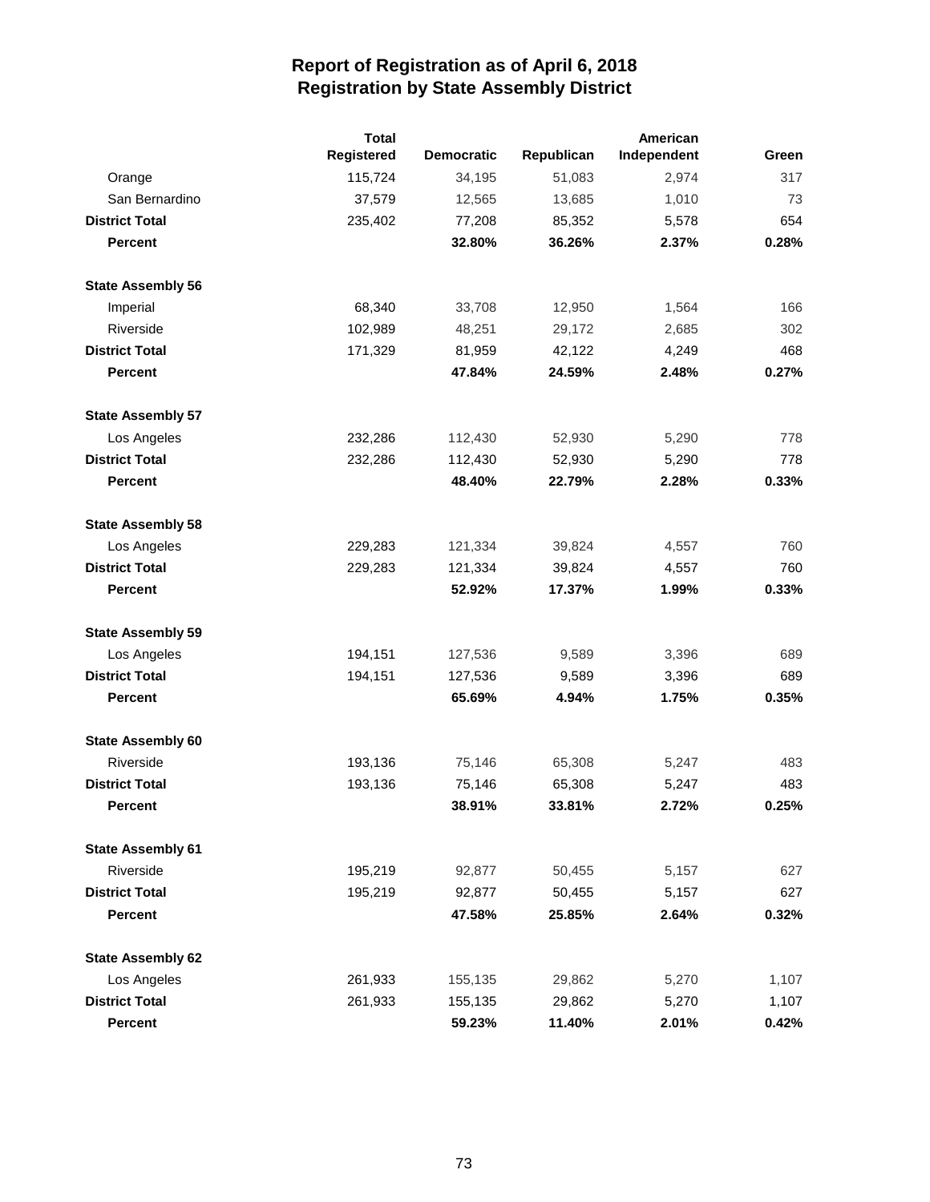# Report of Registration as of April 6, 2018
## Registration by State Assembly District

| | Total Registered | Democratic | Republican | American Independent | Green |
|---|---|---|---|---|---|
| Orange | 115,724 | 34,195 | 51,083 | 2,974 | 317 |
| San Bernardino | 37,579 | 12,565 | 13,685 | 1,010 | 73 |
| **District Total** | 235,402 | 77,208 | 85,352 | 5,578 | 654 |
| **Percent** | | **32.80%** | **36.26%** | **2.37%** | **0.28%** |
| **State Assembly 56** | | | | | |
| Imperial | 68,340 | 33,708 | 12,950 | 1,564 | 166 |
| Riverside | 102,989 | 48,251 | 29,172 | 2,685 | 302 |
| **District Total** | 171,329 | 81,959 | 42,122 | 4,249 | 468 |
| **Percent** | | **47.84%** | **24.59%** | **2.48%** | **0.27%** |
| **State Assembly 57** | | | | | |
| Los Angeles | 232,286 | 112,430 | 52,930 | 5,290 | 778 |
| **District Total** | 232,286 | 112,430 | 52,930 | 5,290 | 778 |
| **Percent** | | **48.40%** | **22.79%** | **2.28%** | **0.33%** |
| **State Assembly 58** | | | | | |
| Los Angeles | 229,283 | 121,334 | 39,824 | 4,557 | 760 |
| **District Total** | 229,283 | 121,334 | 39,824 | 4,557 | 760 |
| **Percent** | | **52.92%** | **17.37%** | **1.99%** | **0.33%** |
| **State Assembly 59** | | | | | |
| Los Angeles | 194,151 | 127,536 | 9,589 | 3,396 | 689 |
| **District Total** | 194,151 | 127,536 | 9,589 | 3,396 | 689 |
| **Percent** | | **65.69%** | **4.94%** | **1.75%** | **0.35%** |
| **State Assembly 60** | | | | | |
| Riverside | 193,136 | 75,146 | 65,308 | 5,247 | 483 |
| **District Total** | 193,136 | 75,146 | 65,308 | 5,247 | 483 |
| **Percent** | | **38.91%** | **33.81%** | **2.72%** | **0.25%** |
| **State Assembly 61** | | | | | |
| Riverside | 195,219 | 92,877 | 50,455 | 5,157 | 627 |
| **District Total** | 195,219 | 92,877 | 50,455 | 5,157 | 627 |
| **Percent** | | **47.58%** | **25.85%** | **2.64%** | **0.32%** |
| **State Assembly 62** | | | | | |
| Los Angeles | 261,933 | 155,135 | 29,862 | 5,270 | 1,107 |
| **District Total** | 261,933 | 155,135 | 29,862 | 5,270 | 1,107 |
| **Percent** | | **59.23%** | **11.40%** | **2.01%** | **0.42%** |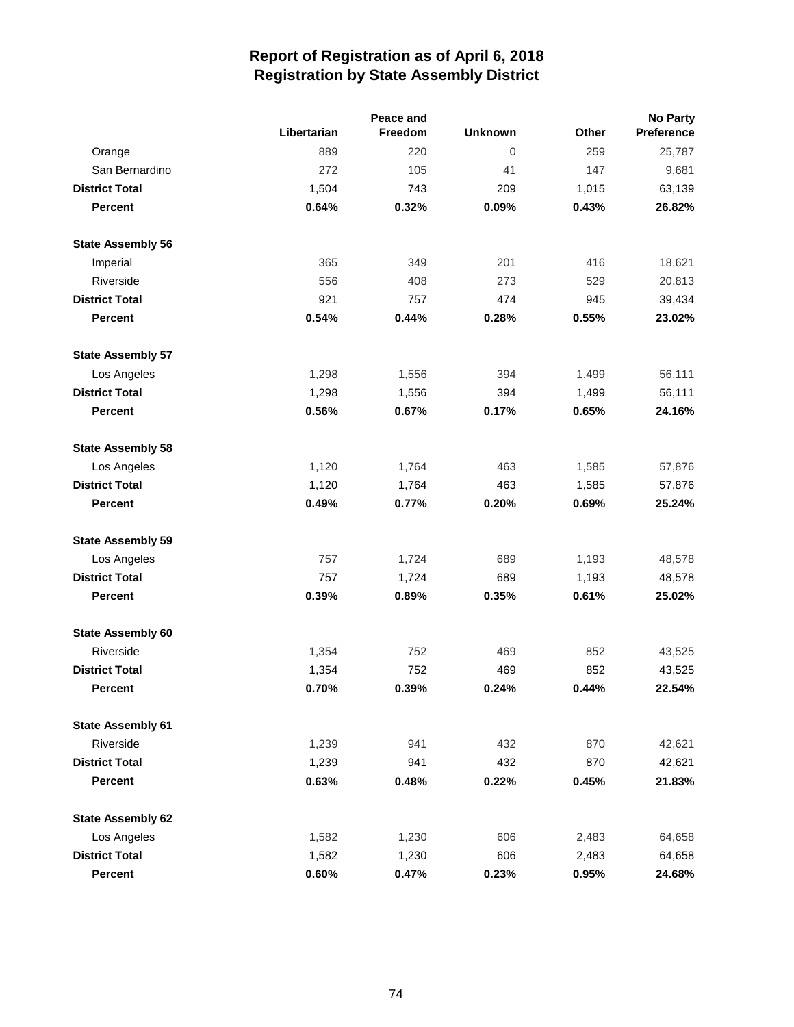# Report of Registration as of April 6, 2018
## Registration by State Assembly District

| | Libertarian | Peace and Freedom | Unknown | Other | No Party Preference |
|---|---|---|---|---|---|
| Orange | 889 | 220 | 0 | 259 | 25,787 |
| San Bernardino | 272 | 105 | 41 | 147 | 9,681 |
| **District Total** | **1,504** | **743** | **209** | **1,015** | **63,139** |
| **Percent** | **0.64%** | **0.32%** | **0.09%** | **0.43%** | **26.82%** |
| **State Assembly 56** | | | | | |
| Imperial | 365 | 349 | 201 | 416 | 18,621 |
| Riverside | 556 | 408 | 273 | 529 | 20,813 |
| **District Total** | **921** | **757** | **474** | **945** | **39,434** |
| **Percent** | **0.54%** | **0.44%** | **0.28%** | **0.55%** | **23.02%** |
| **State Assembly 57** | | | | | |
| Los Angeles | 1,298 | 1,556 | 394 | 1,499 | 56,111 |
| **District Total** | **1,298** | **1,556** | **394** | **1,499** | **56,111** |
| **Percent** | **0.56%** | **0.67%** | **0.17%** | **0.65%** | **24.16%** |
| **State Assembly 58** | | | | | |
| Los Angeles | 1,120 | 1,764 | 463 | 1,585 | 57,876 |
| **District Total** | **1,120** | **1,764** | **463** | **1,585** | **57,876** |
| **Percent** | **0.49%** | **0.77%** | **0.20%** | **0.69%** | **25.24%** |
| **State Assembly 59** | | | | | |
| Los Angeles | 757 | 1,724 | 689 | 1,193 | 48,578 |
| **District Total** | **757** | **1,724** | **689** | **1,193** | **48,578** |
| **Percent** | **0.39%** | **0.89%** | **0.35%** | **0.61%** | **25.02%** |
| **State Assembly 60** | | | | | |
| Riverside | 1,354 | 752 | 469 | 852 | 43,525 |
| **District Total** | **1,354** | **752** | **469** | **852** | **43,525** |
| **Percent** | **0.70%** | **0.39%** | **0.24%** | **0.44%** | **22.54%** |
| **State Assembly 61** | | | | | |
| Riverside | 1,239 | 941 | 432 | 870 | 42,621 |
| **District Total** | **1,239** | **941** | **432** | **870** | **42,621** |
| **Percent** | **0.63%** | **0.48%** | **0.22%** | **0.45%** | **21.83%** |
| **State Assembly 62** | | | | | |
| Los Angeles | 1,582 | 1,230 | 606 | 2,483 | 64,658 |
| **District Total** | **1,582** | **1,230** | **606** | **2,483** | **64,658** |
| **Percent** | **0.60%** | **0.47%** | **0.23%** | **0.95%** | **24.68%** |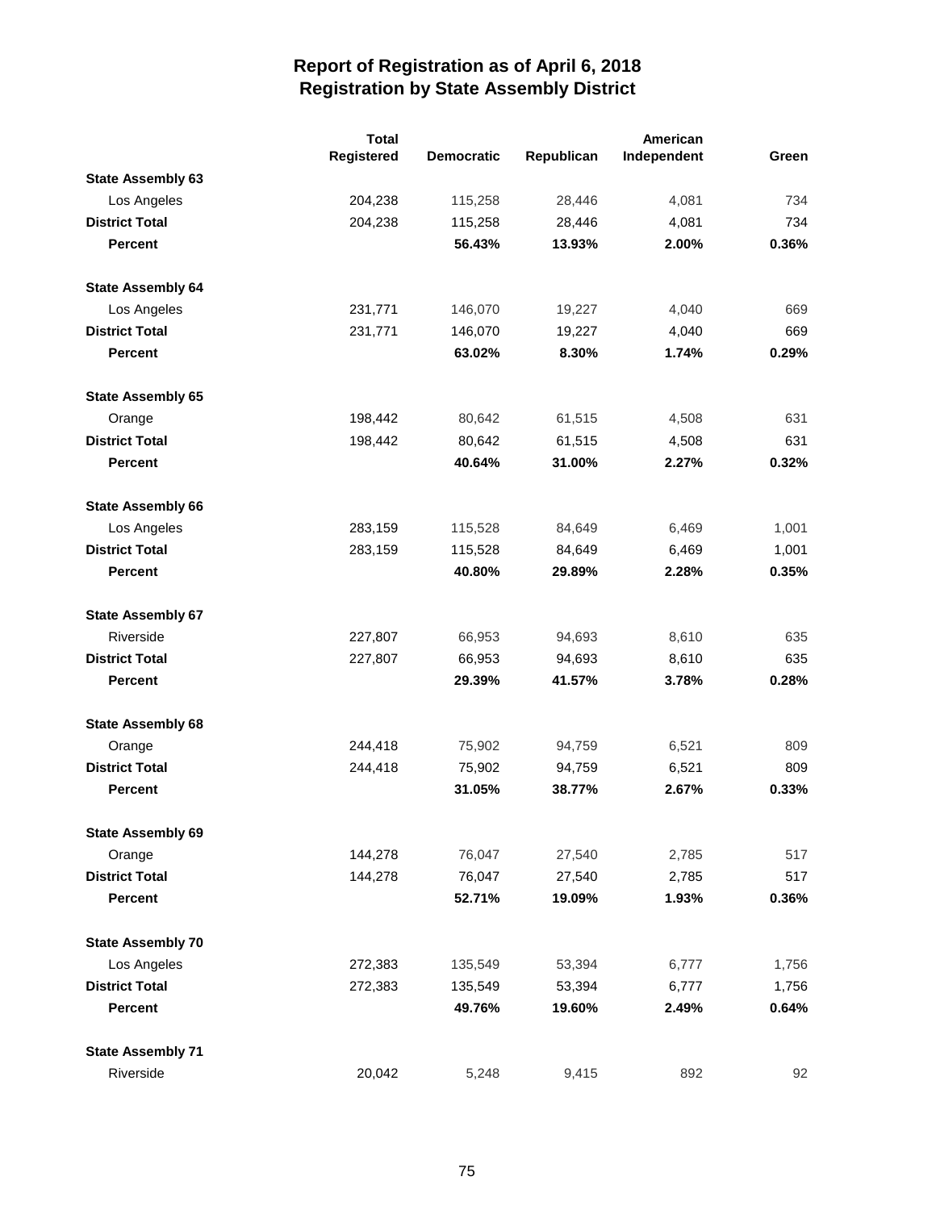# Report of Registration as of April 6, 2018
## Registration by State Assembly District

| | Total Registered | Democratic | Republican | American Independent | Green |
|---|---|---|---|---|---|
| **State Assembly 63** | | | | | |
| Los Angeles | 204,238 | 115,258 | 28,446 | 4,081 | 734 |
| **District Total** | 204,238 | 115,258 | 28,446 | 4,081 | 734 |
| **Percent** | | **56.43%** | **13.93%** | **2.00%** | **0.36%** |
| **State Assembly 64** | | | | | |
| Los Angeles | 231,771 | 146,070 | 19,227 | 4,040 | 669 |
| **District Total** | 231,771 | 146,070 | 19,227 | 4,040 | 669 |
| **Percent** | | **63.02%** | **8.30%** | **1.74%** | **0.29%** |
| **State Assembly 65** | | | | | |
| Orange | 198,442 | 80,642 | 61,515 | 4,508 | 631 |
| **District Total** | 198,442 | 80,642 | 61,515 | 4,508 | 631 |
| **Percent** | | **40.64%** | **31.00%** | **2.27%** | **0.32%** |
| **State Assembly 66** | | | | | |
| Los Angeles | 283,159 | 115,528 | 84,649 | 6,469 | 1,001 |
| **District Total** | 283,159 | 115,528 | 84,649 | 6,469 | 1,001 |
| **Percent** | | **40.80%** | **29.89%** | **2.28%** | **0.35%** |
| **State Assembly 67** | | | | | |
| Riverside | 227,807 | 66,953 | 94,693 | 8,610 | 635 |
| **District Total** | 227,807 | 66,953 | 94,693 | 8,610 | 635 |
| **Percent** | | **29.39%** | **41.57%** | **3.78%** | **0.28%** |
| **State Assembly 68** | | | | | |
| Orange | 244,418 | 75,902 | 94,759 | 6,521 | 809 |
| **District Total** | 244,418 | 75,902 | 94,759 | 6,521 | 809 |
| **Percent** | | **31.05%** | **38.77%** | **2.67%** | **0.33%** |
| **State Assembly 69** | | | | | |
| Orange | 144,278 | 76,047 | 27,540 | 2,785 | 517 |
| **District Total** | 144,278 | 76,047 | 27,540 | 2,785 | 517 |
| **Percent** | | **52.71%** | **19.09%** | **1.93%** | **0.36%** |
| **State Assembly 70** | | | | | |
| Los Angeles | 272,383 | 135,549 | 53,394 | 6,777 | 1,756 |
| **District Total** | 272,383 | 135,549 | 53,394 | 6,777 | 1,756 |
| **Percent** | | **49.76%** | **19.60%** | **2.49%** | **0.64%** |
| **State Assembly 71** | | | | | |
| Riverside | 20,042 | 5,248 | 9,415 | 892 | 92 |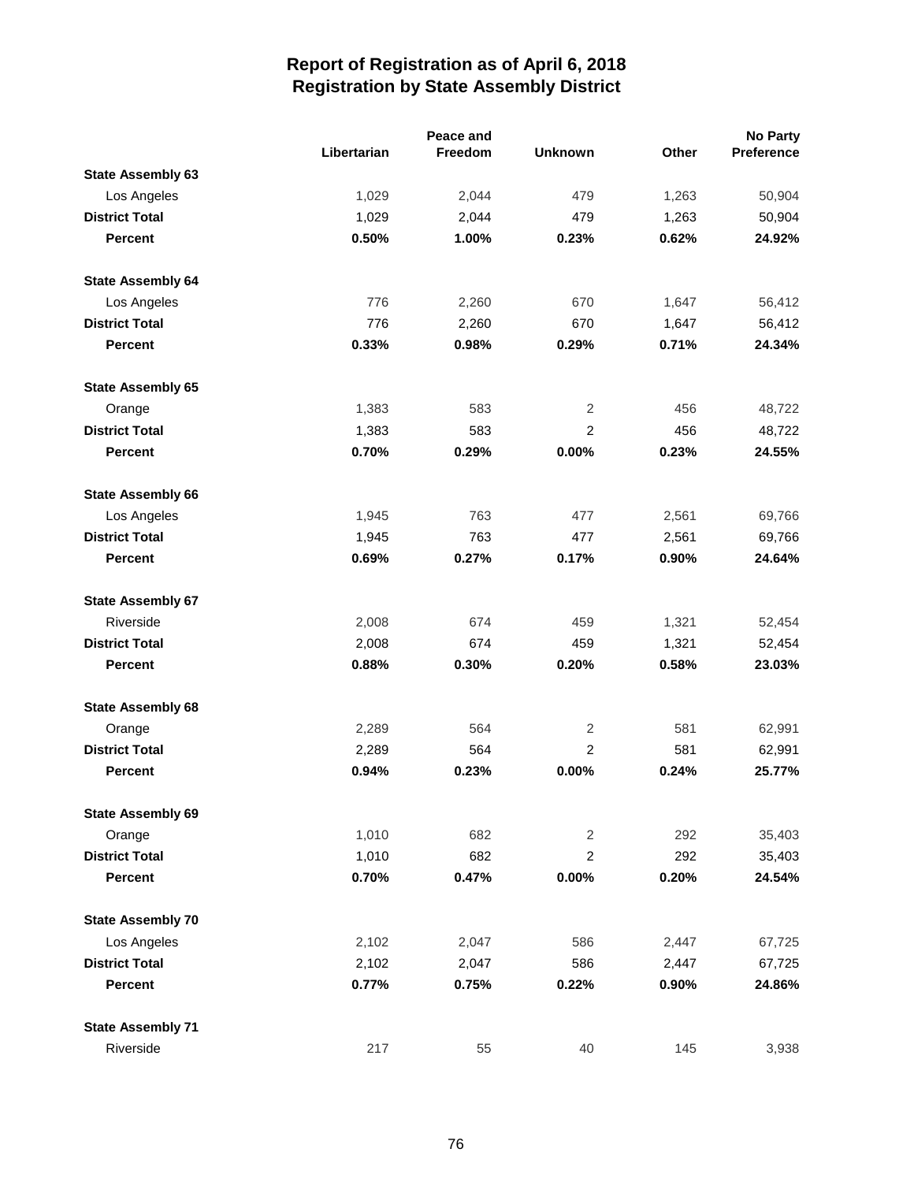# Report of Registration as of April 6, 2018
## Registration by State Assembly District

| | Libertarian | Peace and Freedom | Unknown | Other | No Party Preference |
|---|---|---|---|---|---|
| **State Assembly 63** | | | | | |
| Los Angeles | 1,029 | 2,044 | 479 | 1,263 | 50,904 |
| **District Total** | 1,029 | 2,044 | 479 | 1,263 | 50,904 |
| **Percent** | **0.50%** | **1.00%** | **0.23%** | **0.62%** | **24.92%** |
| **State Assembly 64** | | | | | |
| Los Angeles | 776 | 2,260 | 670 | 1,647 | 56,412 |
| **District Total** | 776 | 2,260 | 670 | 1,647 | 56,412 |
| **Percent** | **0.33%** | **0.98%** | **0.29%** | **0.71%** | **24.34%** |
| **State Assembly 65** | | | | | |
| Orange | 1,383 | 583 | 2 | 456 | 48,722 |
| **District Total** | 1,383 | 583 | 2 | 456 | 48,722 |
| **Percent** | **0.70%** | **0.29%** | **0.00%** | **0.23%** | **24.55%** |
| **State Assembly 66** | | | | | |
| Los Angeles | 1,945 | 763 | 477 | 2,561 | 69,766 |
| **District Total** | 1,945 | 763 | 477 | 2,561 | 69,766 |
| **Percent** | **0.69%** | **0.27%** | **0.17%** | **0.90%** | **24.64%** |
| **State Assembly 67** | | | | | |
| Riverside | 2,008 | 674 | 459 | 1,321 | 52,454 |
| **District Total** | 2,008 | 674 | 459 | 1,321 | 52,454 |
| **Percent** | **0.88%** | **0.30%** | **0.20%** | **0.58%** | **23.03%** |
| **State Assembly 68** | | | | | |
| Orange | 2,289 | 564 | 2 | 581 | 62,991 |
| **District Total** | 2,289 | 564 | 2 | 581 | 62,991 |
| **Percent** | **0.94%** | **0.23%** | **0.00%** | **0.24%** | **25.77%** |
| **State Assembly 69** | | | | | |
| Orange | 1,010 | 682 | 2 | 292 | 35,403 |
| **District Total** | 1,010 | 682 | 2 | 292 | 35,403 |
| **Percent** | **0.70%** | **0.47%** | **0.00%** | **0.20%** | **24.54%** |
| **State Assembly 70** | | | | | |
| Los Angeles | 2,102 | 2,047 | 586 | 2,447 | 67,725 |
| **District Total** | 2,102 | 2,047 | 586 | 2,447 | 67,725 |
| **Percent** | **0.77%** | **0.75%** | **0.22%** | **0.90%** | **24.86%** |
| **State Assembly 71** | | | | | |
| Riverside | 217 | 55 | 40 | 145 | 3,938 |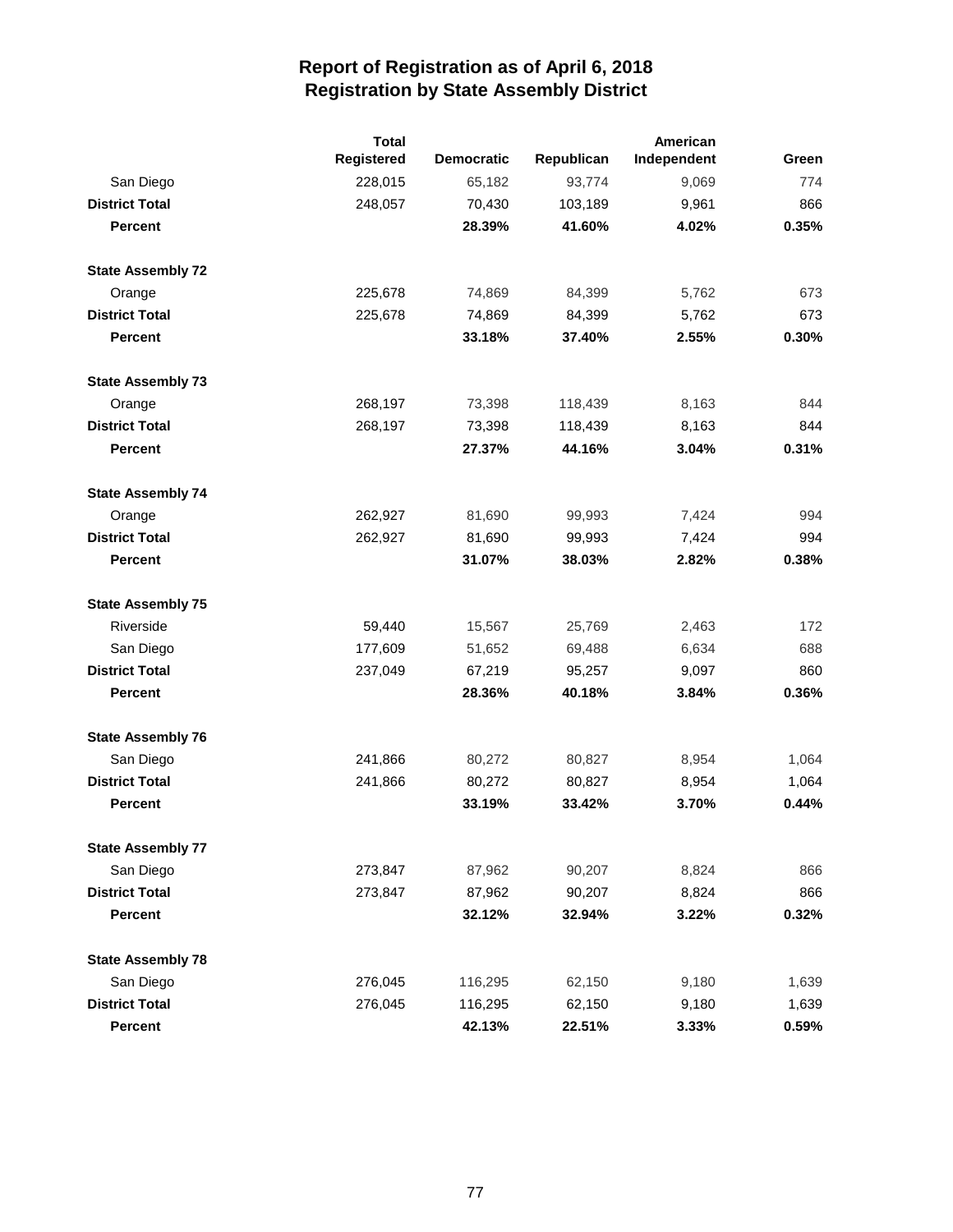# Report of Registration as of April 6, 2018
## Registration by State Assembly District

| | Total Registered | Democratic | Republican | American Independent | Green |
|---|---|---|---|---|---|
| San Diego | 228,015 | 65,182 | 93,774 | 9,069 | 774 |
| **District Total** | 248,057 | 70,430 | 103,189 | 9,961 | 866 |
| **Percent** | | **28.39%** | **41.60%** | **4.02%** | **0.35%** |
| **State Assembly 72** | | | | | |
| Orange | 225,678 | 74,869 | 84,399 | 5,762 | 673 |
| **District Total** | 225,678 | 74,869 | 84,399 | 5,762 | 673 |
| **Percent** | | **33.18%** | **37.40%** | **2.55%** | **0.30%** |
| **State Assembly 73** | | | | | |
| Orange | 268,197 | 73,398 | 118,439 | 8,163 | 844 |
| **District Total** | 268,197 | 73,398 | 118,439 | 8,163 | 844 |
| **Percent** | | **27.37%** | **44.16%** | **3.04%** | **0.31%** |
| **State Assembly 74** | | | | | |
| Orange | 262,927 | 81,690 | 99,993 | 7,424 | 994 |
| **District Total** | 262,927 | 81,690 | 99,993 | 7,424 | 994 |
| **Percent** | | **31.07%** | **38.03%** | **2.82%** | **0.38%** |
| **State Assembly 75** | | | | | |
| Riverside | 59,440 | 15,567 | 25,769 | 2,463 | 172 |
| San Diego | 177,609 | 51,652 | 69,488 | 6,634 | 688 |
| **District Total** | 237,049 | 67,219 | 95,257 | 9,097 | 860 |
| **Percent** | | **28.36%** | **40.18%** | **3.84%** | **0.36%** |
| **State Assembly 76** | | | | | |
| San Diego | 241,866 | 80,272 | 80,827 | 8,954 | 1,064 |
| **District Total** | 241,866 | 80,272 | 80,827 | 8,954 | 1,064 |
| **Percent** | | **33.19%** | **33.42%** | **3.70%** | **0.44%** |
| **State Assembly 77** | | | | | |
| San Diego | 273,847 | 87,962 | 90,207 | 8,824 | 866 |
| **District Total** | 273,847 | 87,962 | 90,207 | 8,824 | 866 |
| **Percent** | | **32.12%** | **32.94%** | **3.22%** | **0.32%** |
| **State Assembly 78** | | | | | |
| San Diego | 276,045 | 116,295 | 62,150 | 9,180 | 1,639 |
| **District Total** | 276,045 | 116,295 | 62,150 | 9,180 | 1,639 |
| **Percent** | | **42.13%** | **22.51%** | **3.33%** | **0.59%** |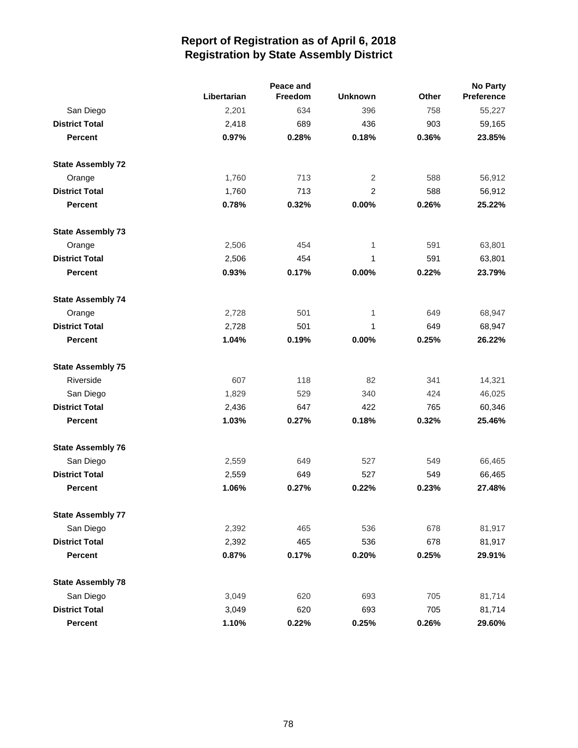# Report of Registration as of April 6, 2018
## Registration by State Assembly District

| | Libertarian | Peace and Freedom | Unknown | Other | No Party Preference |
|---|---|---|---|---|---|
| San Diego | 2,201 | 634 | 396 | 758 | 55,227 |
| **District Total** | 2,418 | 689 | 436 | 903 | 59,165 |
| **Percent** | **0.97%** | **0.28%** | **0.18%** | **0.36%** | **23.85%** |
| **State Assembly 72** | | | | | |
| Orange | 1,760 | 713 | 2 | 588 | 56,912 |
| **District Total** | 1,760 | 713 | 2 | 588 | 56,912 |
| **Percent** | **0.78%** | **0.32%** | **0.00%** | **0.26%** | **25.22%** |
| **State Assembly 73** | | | | | |
| Orange | 2,506 | 454 | 1 | 591 | 63,801 |
| **District Total** | 2,506 | 454 | 1 | 591 | 63,801 |
| **Percent** | **0.93%** | **0.17%** | **0.00%** | **0.22%** | **23.79%** |
| **State Assembly 74** | | | | | |
| Orange | 2,728 | 501 | 1 | 649 | 68,947 |
| **District Total** | 2,728 | 501 | 1 | 649 | 68,947 |
| **Percent** | **1.04%** | **0.19%** | **0.00%** | **0.25%** | **26.22%** |
| **State Assembly 75** | | | | | |
| Riverside | 607 | 118 | 82 | 341 | 14,321 |
| San Diego | 1,829 | 529 | 340 | 424 | 46,025 |
| **District Total** | 2,436 | 647 | 422 | 765 | 60,346 |
| **Percent** | **1.03%** | **0.27%** | **0.18%** | **0.32%** | **25.46%** |
| **State Assembly 76** | | | | | |
| San Diego | 2,559 | 649 | 527 | 549 | 66,465 |
| **District Total** | 2,559 | 649 | 527 | 549 | 66,465 |
| **Percent** | **1.06%** | **0.27%** | **0.22%** | **0.23%** | **27.48%** |
| **State Assembly 77** | | | | | |
| San Diego | 2,392 | 465 | 536 | 678 | 81,917 |
| **District Total** | 2,392 | 465 | 536 | 678 | 81,917 |
| **Percent** | **0.87%** | **0.17%** | **0.20%** | **0.25%** | **29.91%** |
| **State Assembly 78** | | | | | |
| San Diego | 3,049 | 620 | 693 | 705 | 81,714 |
| **District Total** | 3,049 | 620 | 693 | 705 | 81,714 |
| **Percent** | **1.10%** | **0.22%** | **0.25%** | **0.26%** | **29.60%** |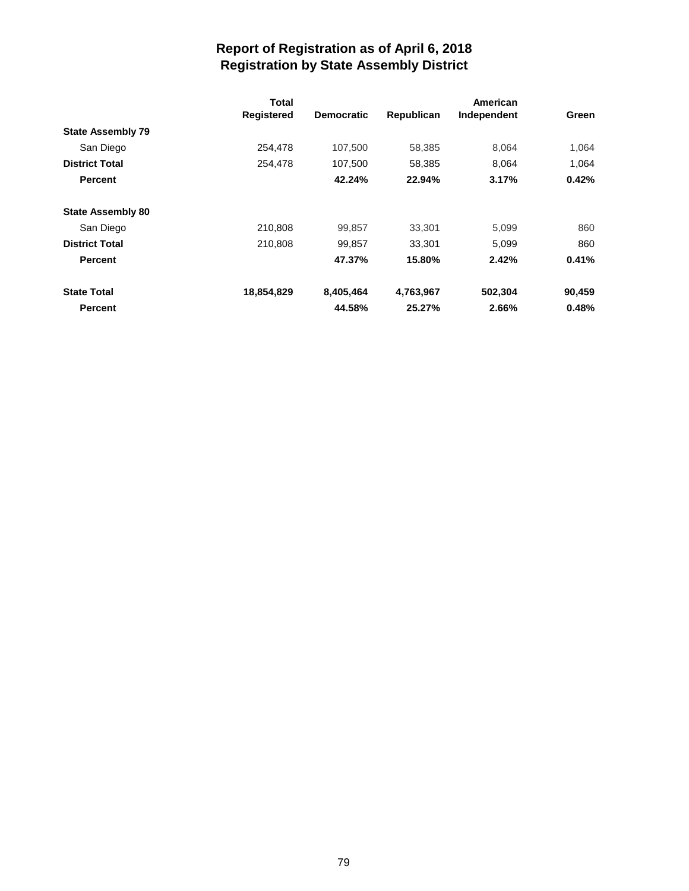# Report of Registration as of April 6, 2018
## Registration by State Assembly District

| | Total Registered | Democratic | Republican | American Independent | Green |
|---|---|---|---|---|---|
| **State Assembly 79** | | | | | |
| San Diego | 254,478 | 107,500 | 58,385 | 8,064 | 1,064 |
| **District Total** | 254,478 | 107,500 | 58,385 | 8,064 | 1,064 |
| **Percent** | | **42.24%** | **22.94%** | **3.17%** | **0.42%** |
| **State Assembly 80** | | | | | |
| San Diego | 210,808 | 99,857 | 33,301 | 5,099 | 860 |
| **District Total** | 210,808 | 99,857 | 33,301 | 5,099 | 860 |
| **Percent** | | **47.37%** | **15.80%** | **2.42%** | **0.41%** |
| **State Total** | **18,854,829** | **8,405,464** | **4,763,967** | **502,304** | **90,459** |
| **Percent** | | **44.58%** | **25.27%** | **2.66%** | **0.48%** |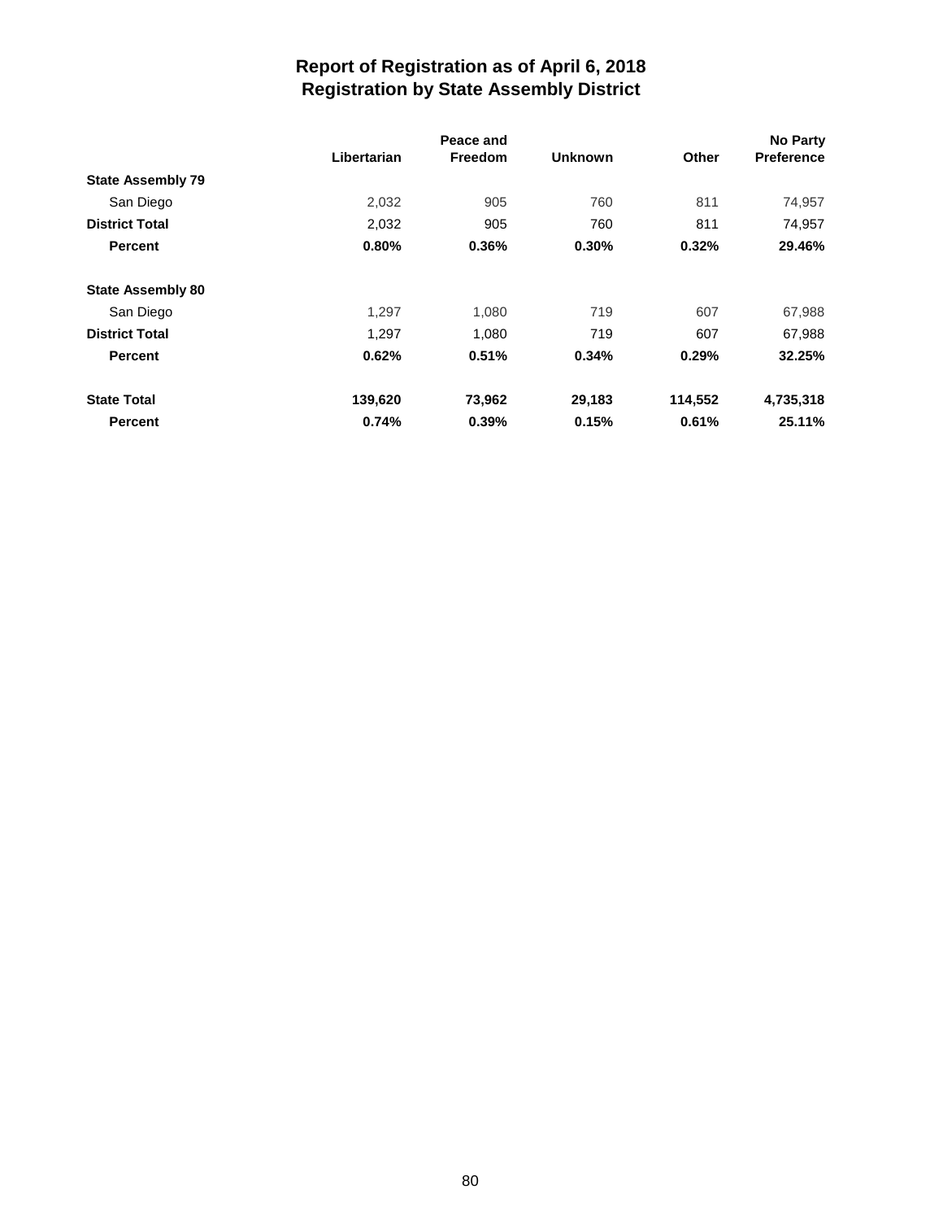# Report of Registration as of April 6, 2018
## Registration by State Assembly District

| | Libertarian | Peace and Freedom | Unknown | Other | No Party Preference |
|---|---|---|---|---|---|
| **State Assembly 79** | | | | | |
| San Diego | 2,032 | 905 | 760 | 811 | 74,957 |
| **District Total** | 2,032 | 905 | 760 | 811 | 74,957 |
| **Percent** | **0.80%** | **0.36%** | **0.30%** | **0.32%** | **29.46%** |
| **State Assembly 80** | | | | | |
| San Diego | 1,297 | 1,080 | 719 | 607 | 67,988 |
| **District Total** | 1,297 | 1,080 | 719 | 607 | 67,988 |
| **Percent** | **0.62%** | **0.51%** | **0.34%** | **0.29%** | **32.25%** |
| **State Total** | **139,620** | **73,962** | **29,183** | **114,552** | **4,735,318** |
| **Percent** | **0.74%** | **0.39%** | **0.15%** | **0.61%** | **25.11%** |